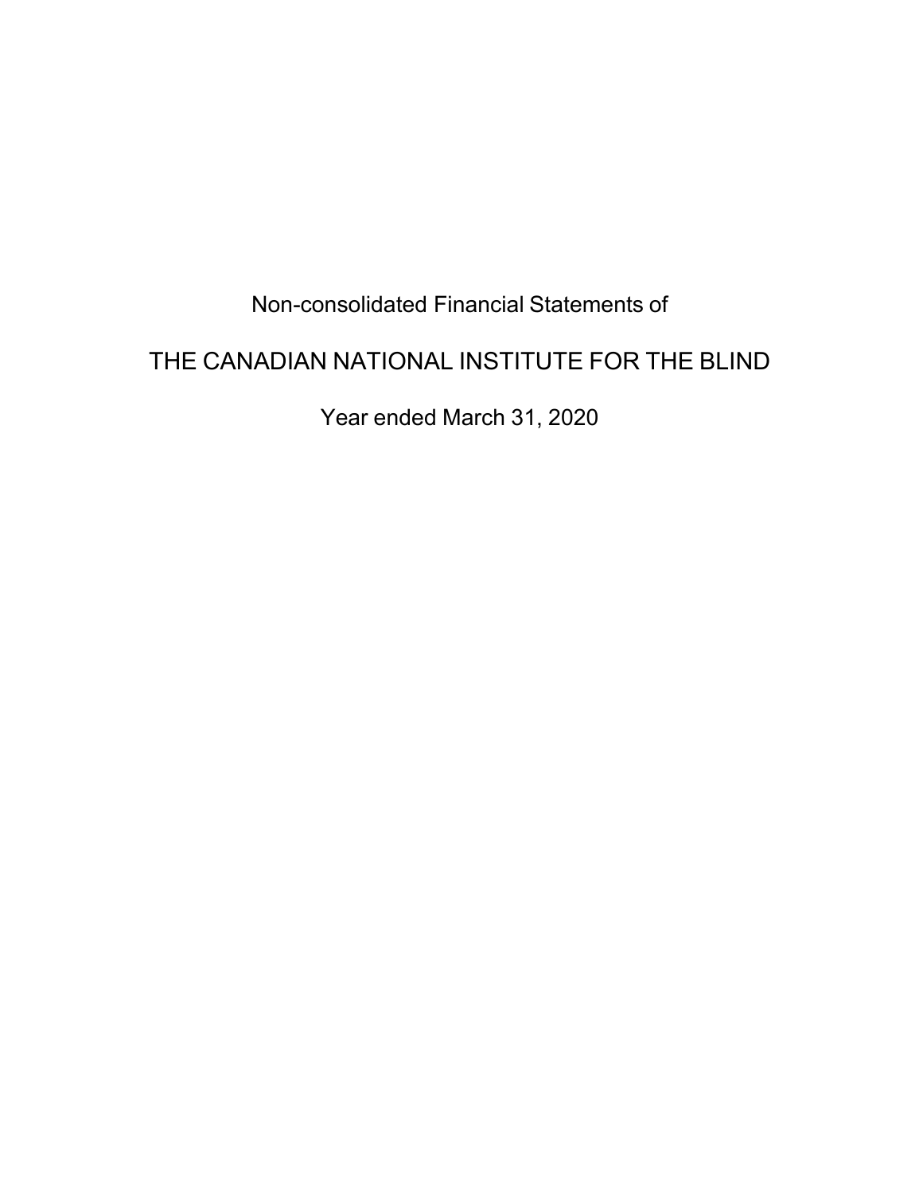Non-consolidated Financial Statements of

# THE CANADIAN NATIONAL INSTITUTE FOR THE BLIND

Year ended March 31, 2020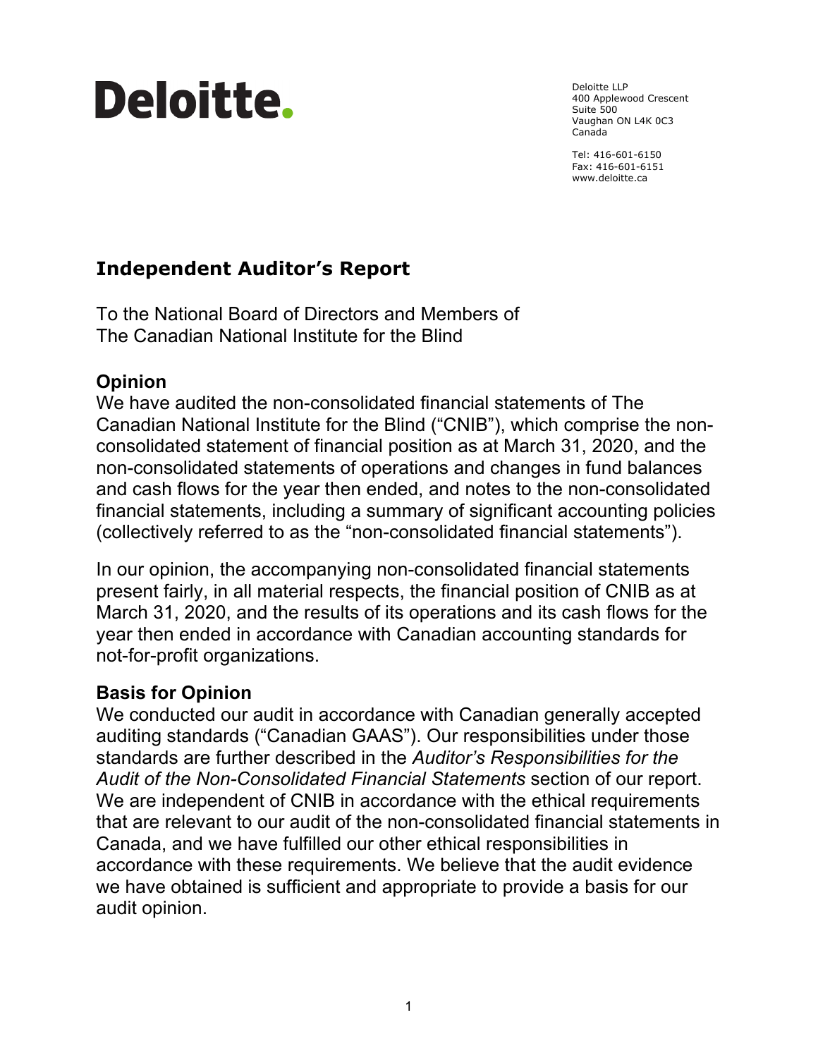Deloitte LLP
400 Applewood Crescent
Suite 500
Vaughan ON L4K 0C3
Canada

Tel: 416-601-6150
Fax: 416-601-6151
www.deloitte.ca

# Independent Auditor's Report

To the National Board of Directors and Members of
The Canadian National Institute for the Blind

## Opinion

We have audited the non-consolidated financial statements of The Canadian National Institute for the Blind ("CNIB"), which comprise the non-consolidated statement of financial position as at March 31, 2020, and the non-consolidated statements of operations and changes in fund balances and cash flows for the year then ended, and notes to the non-consolidated financial statements, including a summary of significant accounting policies (collectively referred to as the "non-consolidated financial statements").

In our opinion, the accompanying non-consolidated financial statements present fairly, in all material respects, the financial position of CNIB as at March 31, 2020, and the results of its operations and its cash flows for the year then ended in accordance with Canadian accounting standards for not-for-profit organizations.

## Basis for Opinion

We conducted our audit in accordance with Canadian generally accepted auditing standards ("Canadian GAAS"). Our responsibilities under those standards are further described in the *Auditor's Responsibilities for the Audit of the Non-Consolidated Financial Statements* section of our report. We are independent of CNIB in accordance with the ethical requirements that are relevant to our audit of the non-consolidated financial statements in Canada, and we have fulfilled our other ethical responsibilities in accordance with these requirements. We believe that the audit evidence we have obtained is sufficient and appropriate to provide a basis for our audit opinion.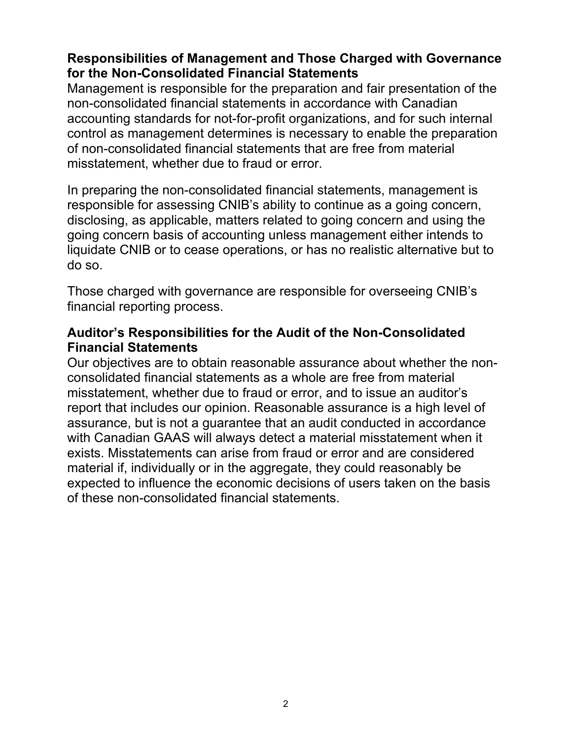### Responsibilities of Management and Those Charged with Governance for the Non-Consolidated Financial Statements

Management is responsible for the preparation and fair presentation of the non-consolidated financial statements in accordance with Canadian accounting standards for not-for-profit organizations, and for such internal control as management determines is necessary to enable the preparation of non-consolidated financial statements that are free from material misstatement, whether due to fraud or error.

In preparing the non-consolidated financial statements, management is responsible for assessing CNIB's ability to continue as a going concern, disclosing, as applicable, matters related to going concern and using the going concern basis of accounting unless management either intends to liquidate CNIB or to cease operations, or has no realistic alternative but to do so.

Those charged with governance are responsible for overseeing CNIB's financial reporting process.

### Auditor's Responsibilities for the Audit of the Non-Consolidated Financial Statements

Our objectives are to obtain reasonable assurance about whether the non-consolidated financial statements as a whole are free from material misstatement, whether due to fraud or error, and to issue an auditor's report that includes our opinion. Reasonable assurance is a high level of assurance, but is not a guarantee that an audit conducted in accordance with Canadian GAAS will always detect a material misstatement when it exists. Misstatements can arise from fraud or error and are considered material if, individually or in the aggregate, they could reasonably be expected to influence the economic decisions of users taken on the basis of these non-consolidated financial statements.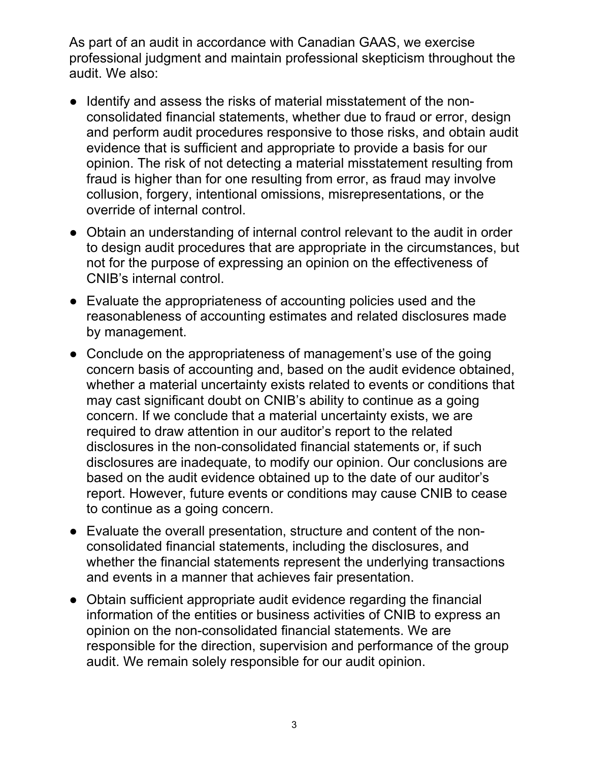As part of an audit in accordance with Canadian GAAS, we exercise professional judgment and maintain professional skepticism throughout the audit. We also:

- Identify and assess the risks of material misstatement of the non-consolidated financial statements, whether due to fraud or error, design and perform audit procedures responsive to those risks, and obtain audit evidence that is sufficient and appropriate to provide a basis for our opinion. The risk of not detecting a material misstatement resulting from fraud is higher than for one resulting from error, as fraud may involve collusion, forgery, intentional omissions, misrepresentations, or the override of internal control.
- Obtain an understanding of internal control relevant to the audit in order to design audit procedures that are appropriate in the circumstances, but not for the purpose of expressing an opinion on the effectiveness of CNIB's internal control.
- Evaluate the appropriateness of accounting policies used and the reasonableness of accounting estimates and related disclosures made by management.
- Conclude on the appropriateness of management's use of the going concern basis of accounting and, based on the audit evidence obtained, whether a material uncertainty exists related to events or conditions that may cast significant doubt on CNIB's ability to continue as a going concern. If we conclude that a material uncertainty exists, we are required to draw attention in our auditor's report to the related disclosures in the non-consolidated financial statements or, if such disclosures are inadequate, to modify our opinion. Our conclusions are based on the audit evidence obtained up to the date of our auditor's report. However, future events or conditions may cause CNIB to cease to continue as a going concern.
- Evaluate the overall presentation, structure and content of the non-consolidated financial statements, including the disclosures, and whether the financial statements represent the underlying transactions and events in a manner that achieves fair presentation.
- Obtain sufficient appropriate audit evidence regarding the financial information of the entities or business activities of CNIB to express an opinion on the non-consolidated financial statements. We are responsible for the direction, supervision and performance of the group audit. We remain solely responsible for our audit opinion.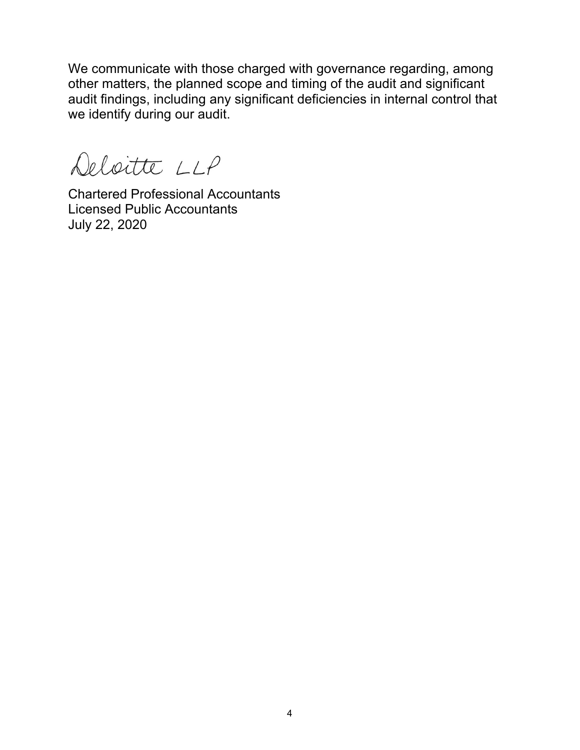We communicate with those charged with governance regarding, among other matters, the planned scope and timing of the audit and significant audit findings, including any significant deficiencies in internal control that we identify during our audit.

Deloitte LLP

Chartered Professional Accountants
Licensed Public Accountants
July 22, 2020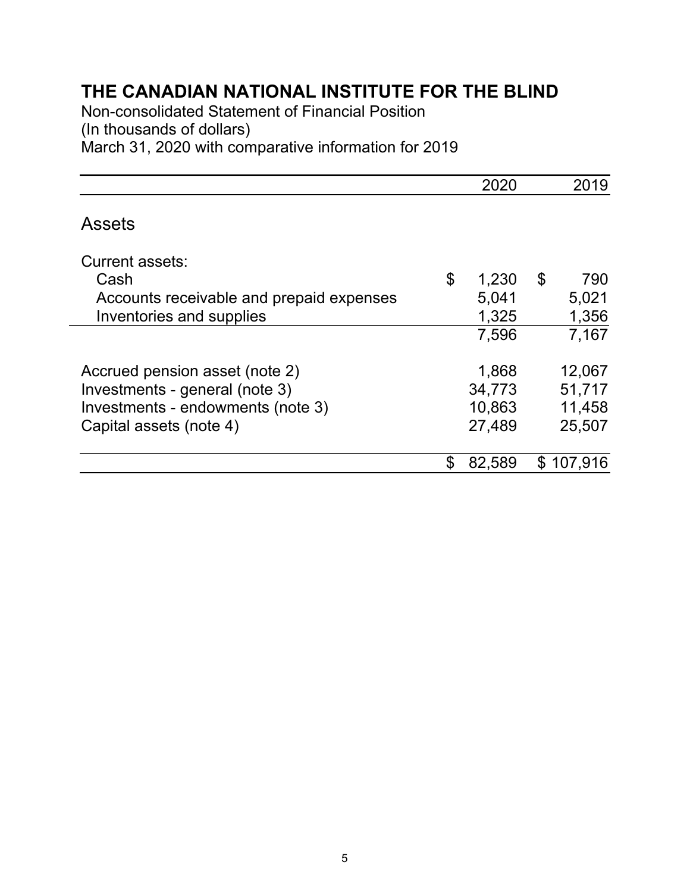# THE CANADIAN NATIONAL INSTITUTE FOR THE BLIND

Non-consolidated Statement of Financial Position
(In thousands of dollars)
March 31, 2020 with comparative information for 2019

| | 2020 | 2019 |
|---|---|---|
| **Assets** | | |
| Current assets: | | |
| Cash | $ 1,230 | $ 790 |
| Accounts receivable and prepaid expenses | 5,041 | 5,021 |
| Inventories and supplies | 1,325 | 1,356 |
| | 7,596 | 7,167 |
| Accrued pension asset (note 2) | 1,868 | 12,067 |
| Investments - general (note 3) | 34,773 | 51,717 |
| Investments - endowments (note 3) | 10,863 | 11,458 |
| Capital assets (note 4) | 27,489 | 25,507 |
| | $ 82,589 | $ 107,916 |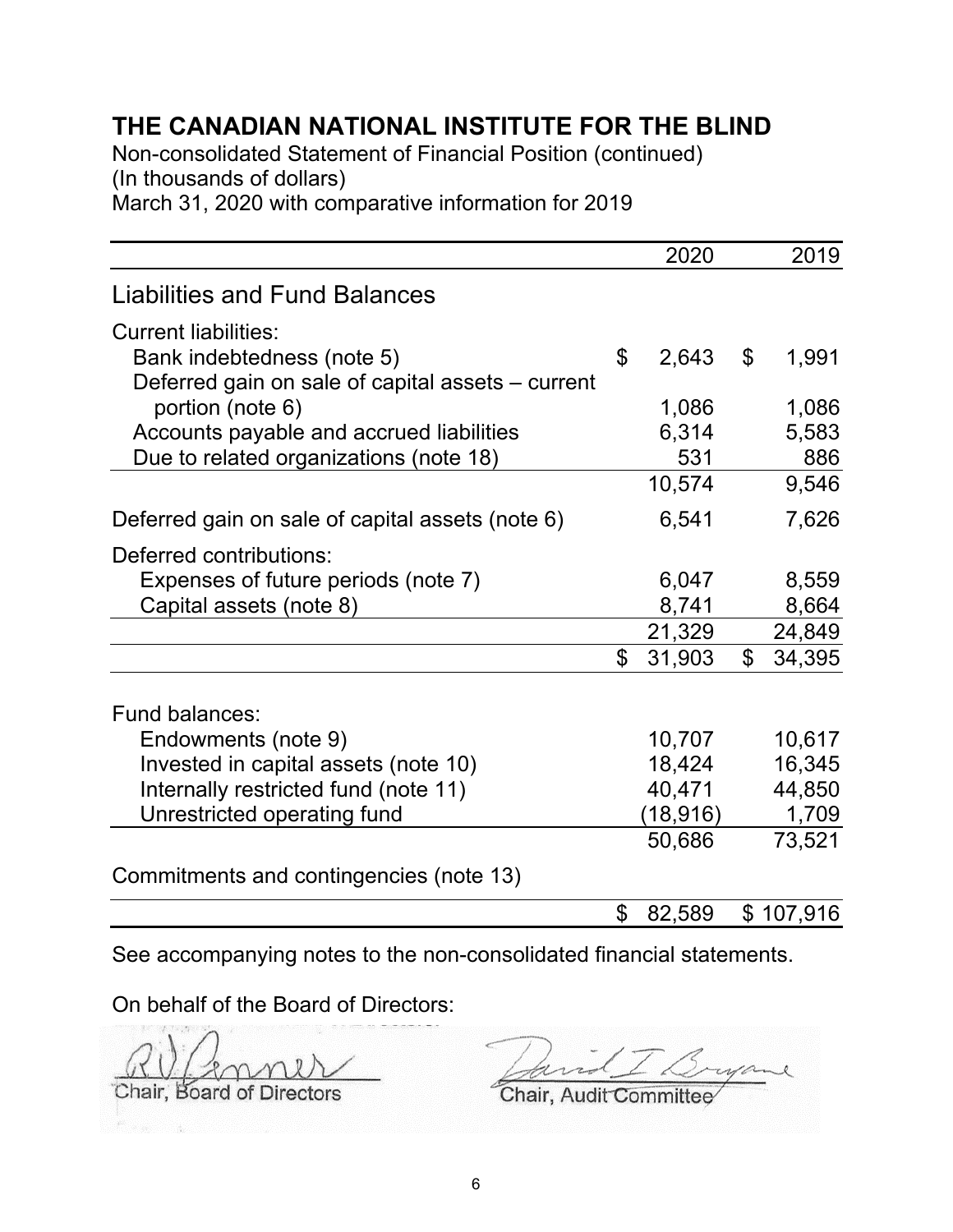# THE CANADIAN NATIONAL INSTITUTE FOR THE BLIND

Non-consolidated Statement of Financial Position (continued)
(In thousands of dollars)
March 31, 2020 with comparative information for 2019

| | 2020 | 2019 |
|---|---|---|
| **Liabilities and Fund Balances** | | |
| Current liabilities: | | |
| Bank indebtedness (note 5) | $ 2,643 | $ 1,991 |
| Deferred gain on sale of capital assets – current portion (note 6) | 1,086 | 1,086 |
| Accounts payable and accrued liabilities | 6,314 | 5,583 |
| Due to related organizations (note 18) | 531 | 886 |
| | 10,574 | 9,546 |
| Deferred gain on sale of capital assets (note 6) | 6,541 | 7,626 |
| Deferred contributions: | | |
| Expenses of future periods (note 7) | 6,047 | 8,559 |
| Capital assets (note 8) | 8,741 | 8,664 |
| | 21,329 | 24,849 |
| | $ 31,903 | $ 34,395 |
| Fund balances: | | |
| Endowments (note 9) | 10,707 | 10,617 |
| Invested in capital assets (note 10) | 18,424 | 16,345 |
| Internally restricted fund (note 11) | 40,471 | 44,850 |
| Unrestricted operating fund | (18,916) | 1,709 |
| | 50,686 | 73,521 |
| Commitments and contingencies (note 13) | | |
| | $ 82,589 | $ 107,916 |

See accompanying notes to the non-consolidated financial statements.

On behalf of the Board of Directors:

Chair, Board of Directors

Chair, Audit Committee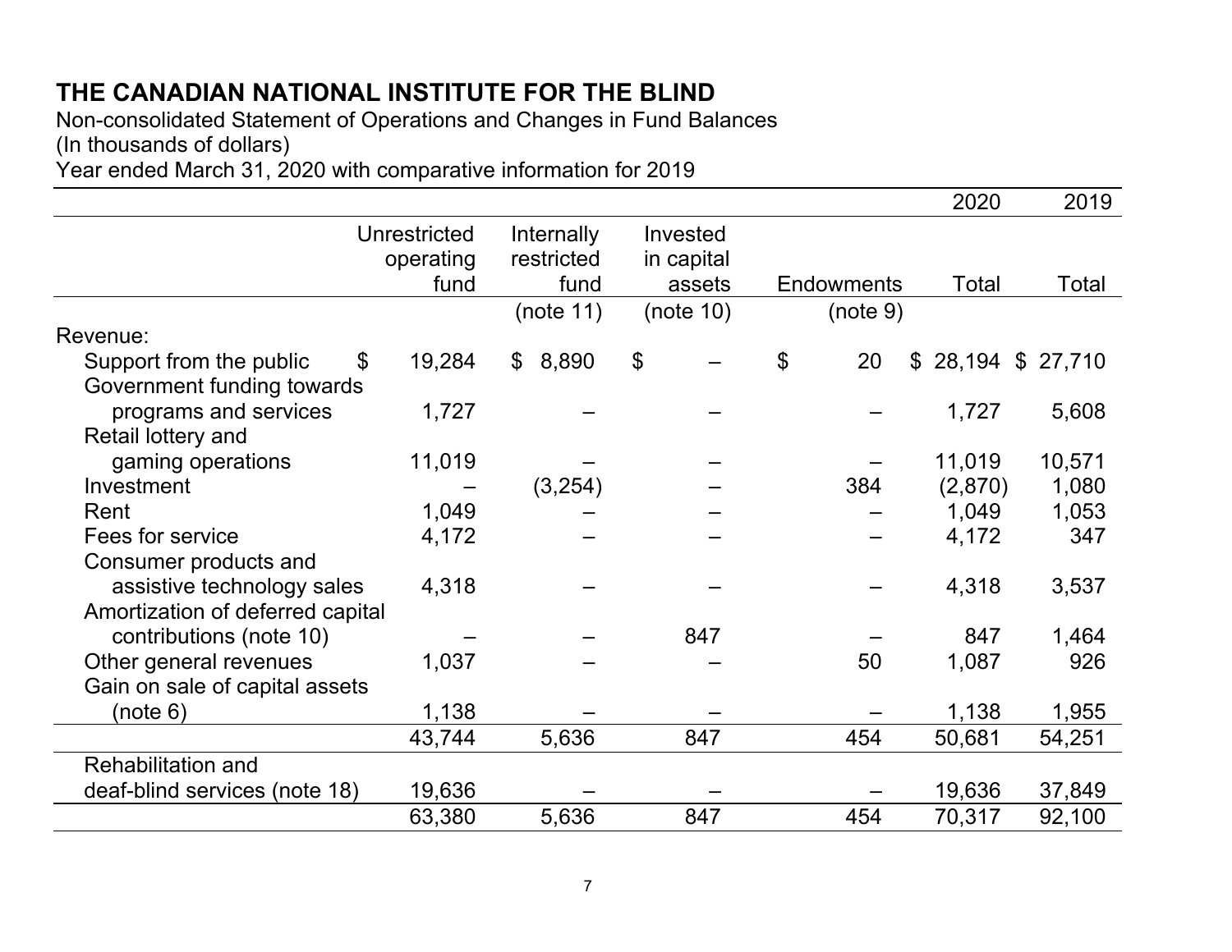# THE CANADIAN NATIONAL INSTITUTE FOR THE BLIND

Non-consolidated Statement of Operations and Changes in Fund Balances
(In thousands of dollars)
Year ended March 31, 2020 with comparative information for 2019

| | Unrestricted operating fund | Internally restricted fund | Invested in capital assets | Endowments | 2020 Total | 2019 Total |
|---|---|---|---|---|---|---|
| | | (note 11) | (note 10) | (note 9) | | |
| Revenue: | | | | | | |
| Support from the public | $ 19,284 | $ 8,890 | $ – | $ 20 | $ 28,194 | $ 27,710 |
| Government funding towards programs and services | 1,727 | – | – | – | 1,727 | 5,608 |
| Retail lottery and gaming operations | 11,019 | – | – | – | 11,019 | 10,571 |
| Investment | – | (3,254) | – | 384 | (2,870) | 1,080 |
| Rent | 1,049 | – | – | – | 1,049 | 1,053 |
| Fees for service | 4,172 | – | – | – | 4,172 | 347 |
| Consumer products and assistive technology sales | 4,318 | – | – | – | 4,318 | 3,537 |
| Amortization of deferred capital contributions (note 10) | – | – | 847 | – | 847 | 1,464 |
| Other general revenues | 1,037 | – | – | 50 | 1,087 | 926 |
| Gain on sale of capital assets (note 6) | 1,138 | – | – | – | 1,138 | 1,955 |
| | 43,744 | 5,636 | 847 | 454 | 50,681 | 54,251 |
| Rehabilitation and deaf-blind services (note 18) | 19,636 | – | – | – | 19,636 | 37,849 |
| | 63,380 | 5,636 | 847 | 454 | 70,317 | 92,100 |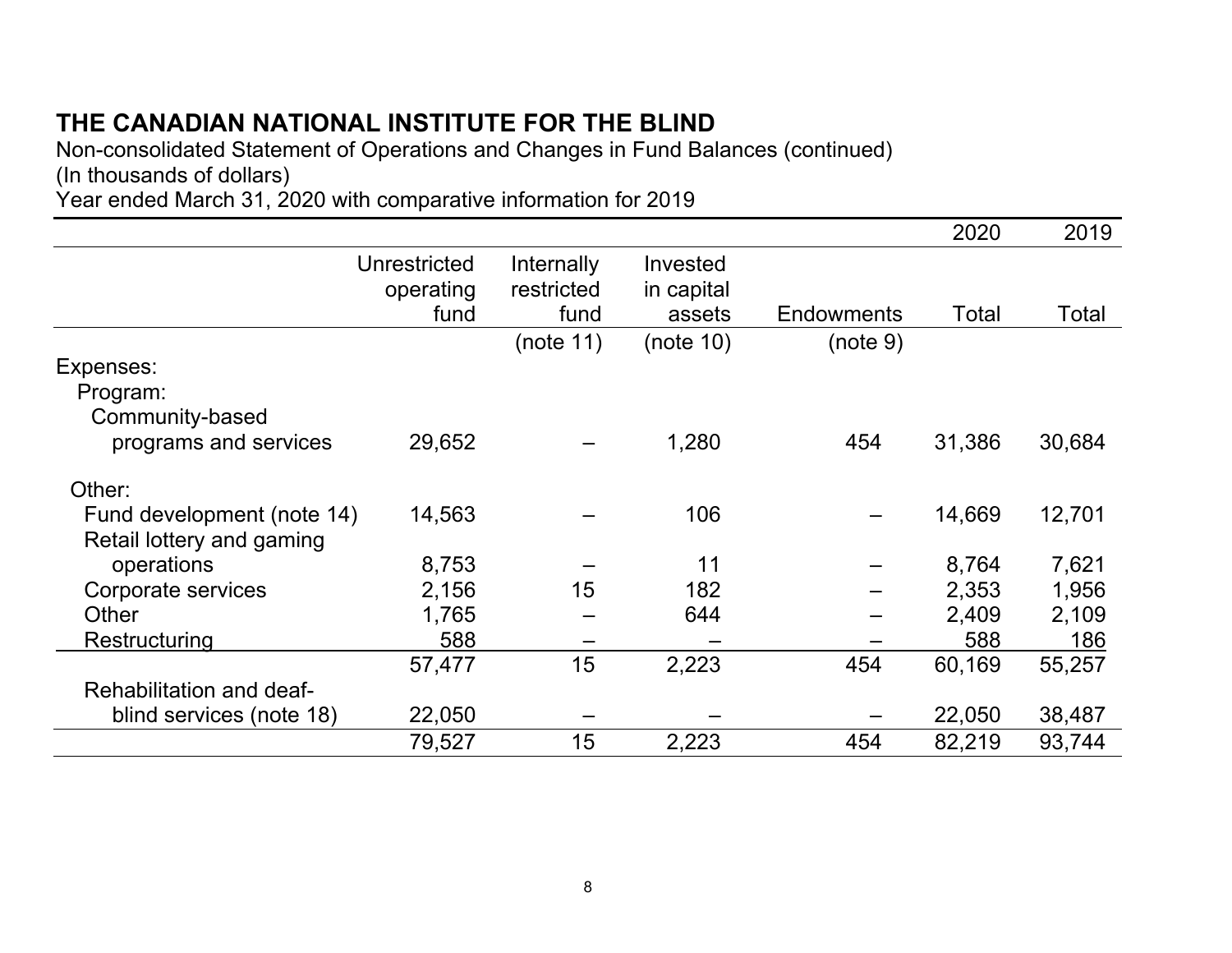# THE CANADIAN NATIONAL INSTITUTE FOR THE BLIND

Non-consolidated Statement of Operations and Changes in Fund Balances (continued)
(In thousands of dollars)
Year ended March 31, 2020 with comparative information for 2019

| | Unrestricted operating fund | Internally restricted fund | Invested in capital assets | Endowments | 2020 Total | 2019 Total |
|---|---|---|---|---|---|---|
| | | (note 11) | (note 10) | (note 9) | | |
| Expenses: | | | | | | |
| Program: | | | | | | |
| Community-based programs and services | 29,652 | – | 1,280 | 454 | 31,386 | 30,684 |
| Other: | | | | | | |
| Fund development (note 14) | 14,563 | – | 106 | – | 14,669 | 12,701 |
| Retail lottery and gaming operations | 8,753 | – | 11 | – | 8,764 | 7,621 |
| Corporate services | 2,156 | 15 | 182 | – | 2,353 | 1,956 |
| Other | 1,765 | – | 644 | – | 2,409 | 2,109 |
| Restructuring | 588 | – | – | – | 588 | 186 |
| | 57,477 | 15 | 2,223 | 454 | 60,169 | 55,257 |
| Rehabilitation and deaf-blind services (note 18) | 22,050 | – | – | – | 22,050 | 38,487 |
| | 79,527 | 15 | 2,223 | 454 | 82,219 | 93,744 |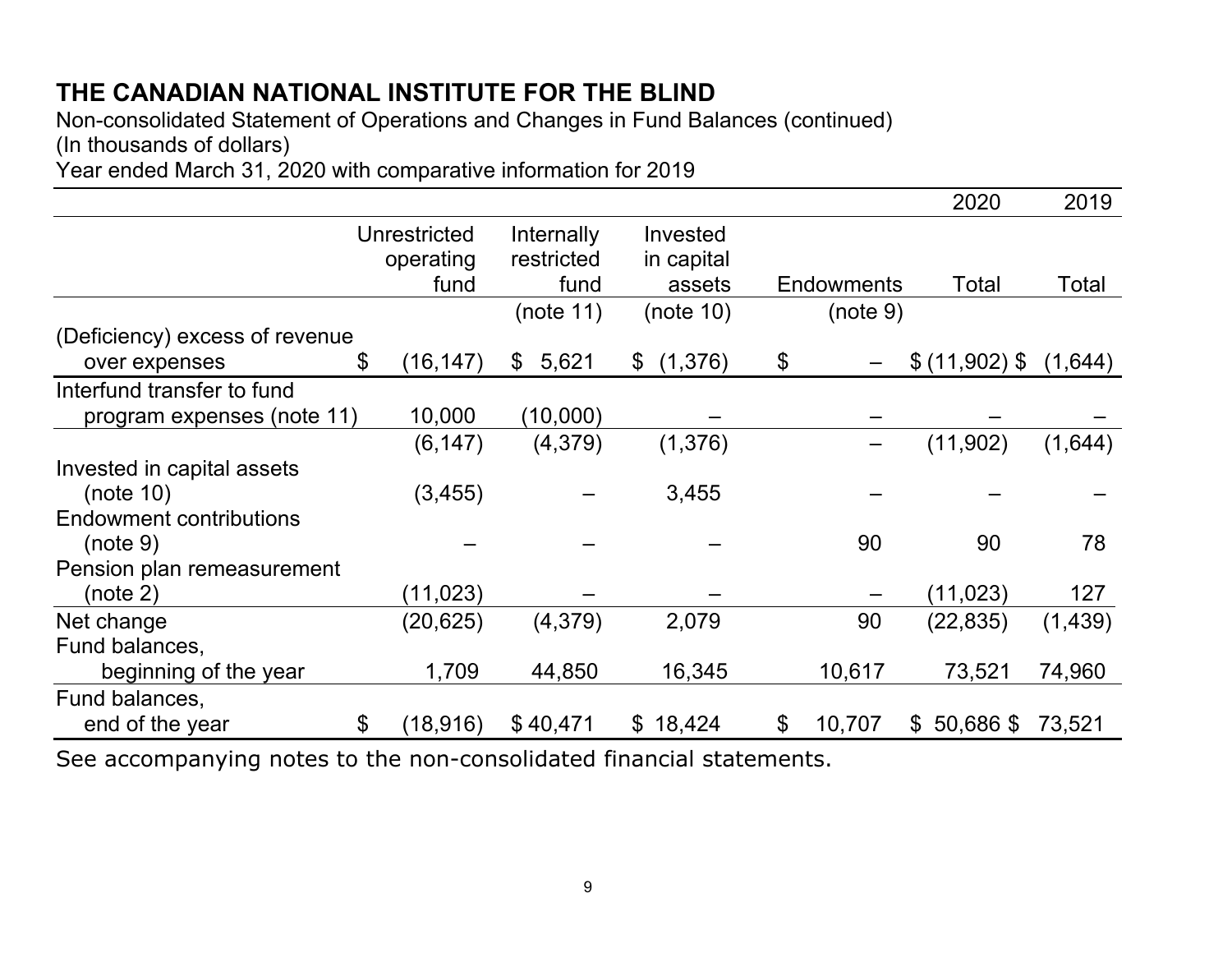# THE CANADIAN NATIONAL INSTITUTE FOR THE BLIND

Non-consolidated Statement of Operations and Changes in Fund Balances (continued)
(In thousands of dollars)
Year ended March 31, 2020 with comparative information for 2019

| | Unrestricted operating fund | Internally restricted fund (note 11) | Invested in capital assets (note 10) | Endowments (note 9) | 2020 Total | 2019 Total |
|---|---|---|---|---|---|---|
| (Deficiency) excess of revenue over expenses | $ (16,147) | $ 5,621 | $ (1,376) | $ – | $ (11,902) | $ (1,644) |
| Interfund transfer to fund program expenses (note 11) | 10,000 | (10,000) | – | – | – | – |
| | (6,147) | (4,379) | (1,376) | – | (11,902) | (1,644) |
| Invested in capital assets (note 10) | (3,455) | – | 3,455 | – | – | – |
| Endowment contributions (note 9) | – | – | – | 90 | 90 | 78 |
| Pension plan remeasurement (note 2) | (11,023) | – | – | – | (11,023) | 127 |
| Net change | (20,625) | (4,379) | 2,079 | 90 | (22,835) | (1,439) |
| Fund balances, beginning of the year | 1,709 | 44,850 | 16,345 | 10,617 | 73,521 | 74,960 |
| Fund balances, end of the year | $ (18,916) | $ 40,471 | $ 18,424 | $ 10,707 | $ 50,686 | $ 73,521 |

See accompanying notes to the non-consolidated financial statements.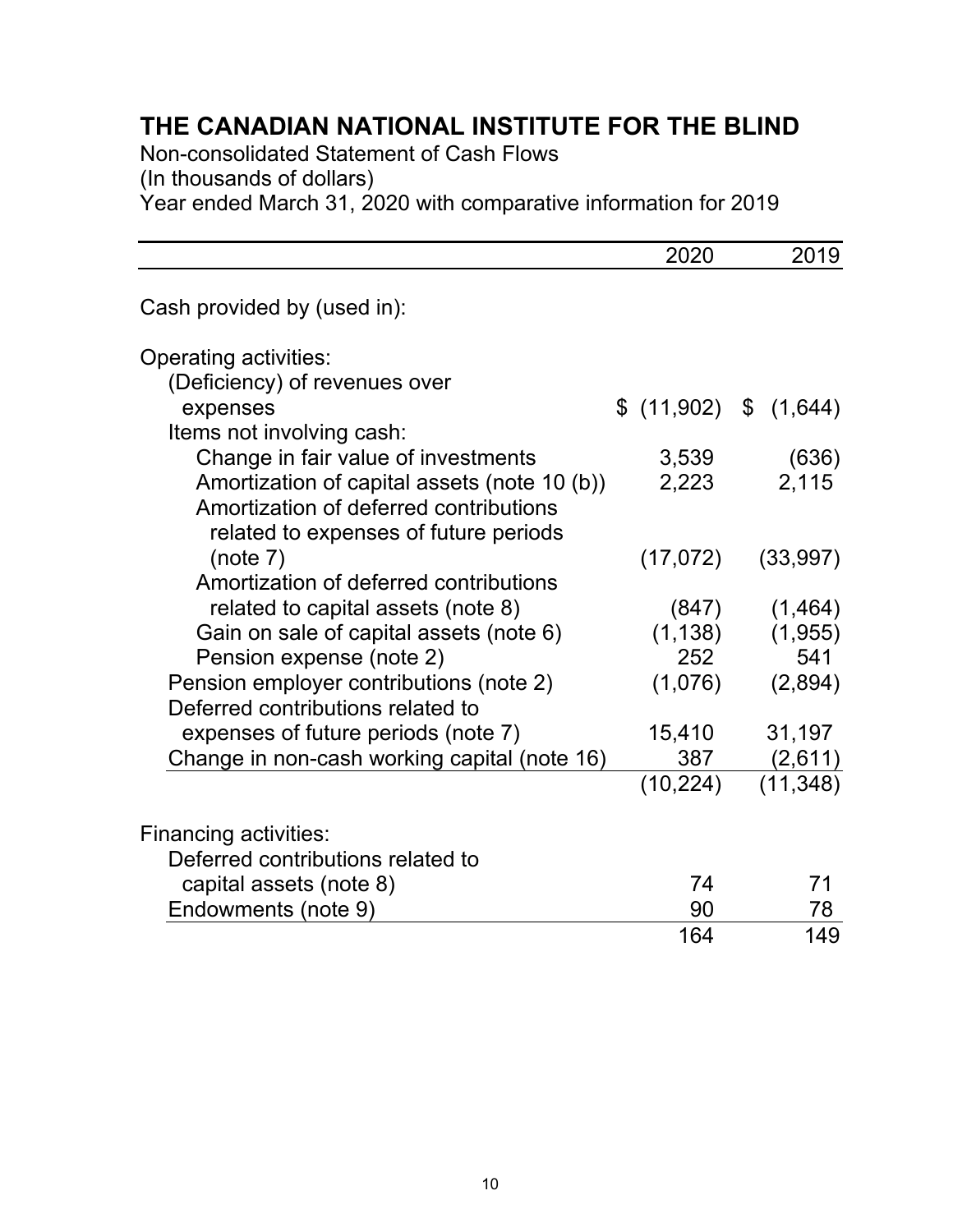# THE CANADIAN NATIONAL INSTITUTE FOR THE BLIND

Non-consolidated Statement of Cash Flows
(In thousands of dollars)
Year ended March 31, 2020 with comparative information for 2019

| | 2020 | 2019 |
|---|---|---|
| Cash provided by (used in): | | |
| Operating activities: | | |
| (Deficiency) of revenues over expenses | $ (11,902) | $ (1,644) |
| Items not involving cash: | | |
| Change in fair value of investments | 3,539 | (636) |
| Amortization of capital assets (note 10 (b)) | 2,223 | 2,115 |
| Amortization of deferred contributions related to expenses of future periods (note 7) | (17,072) | (33,997) |
| Amortization of deferred contributions related to capital assets (note 8) | (847) | (1,464) |
| Gain on sale of capital assets (note 6) | (1,138) | (1,955) |
| Pension expense (note 2) | 252 | 541 |
| Pension employer contributions (note 2) | (1,076) | (2,894) |
| Deferred contributions related to expenses of future periods (note 7) | 15,410 | 31,197 |
| Change in non-cash working capital (note 16) | 387 | (2,611) |
| | (10,224) | (11,348) |
| Financing activities: | | |
| Deferred contributions related to capital assets (note 8) | 74 | 71 |
| Endowments (note 9) | 90 | 78 |
| | 164 | 149 |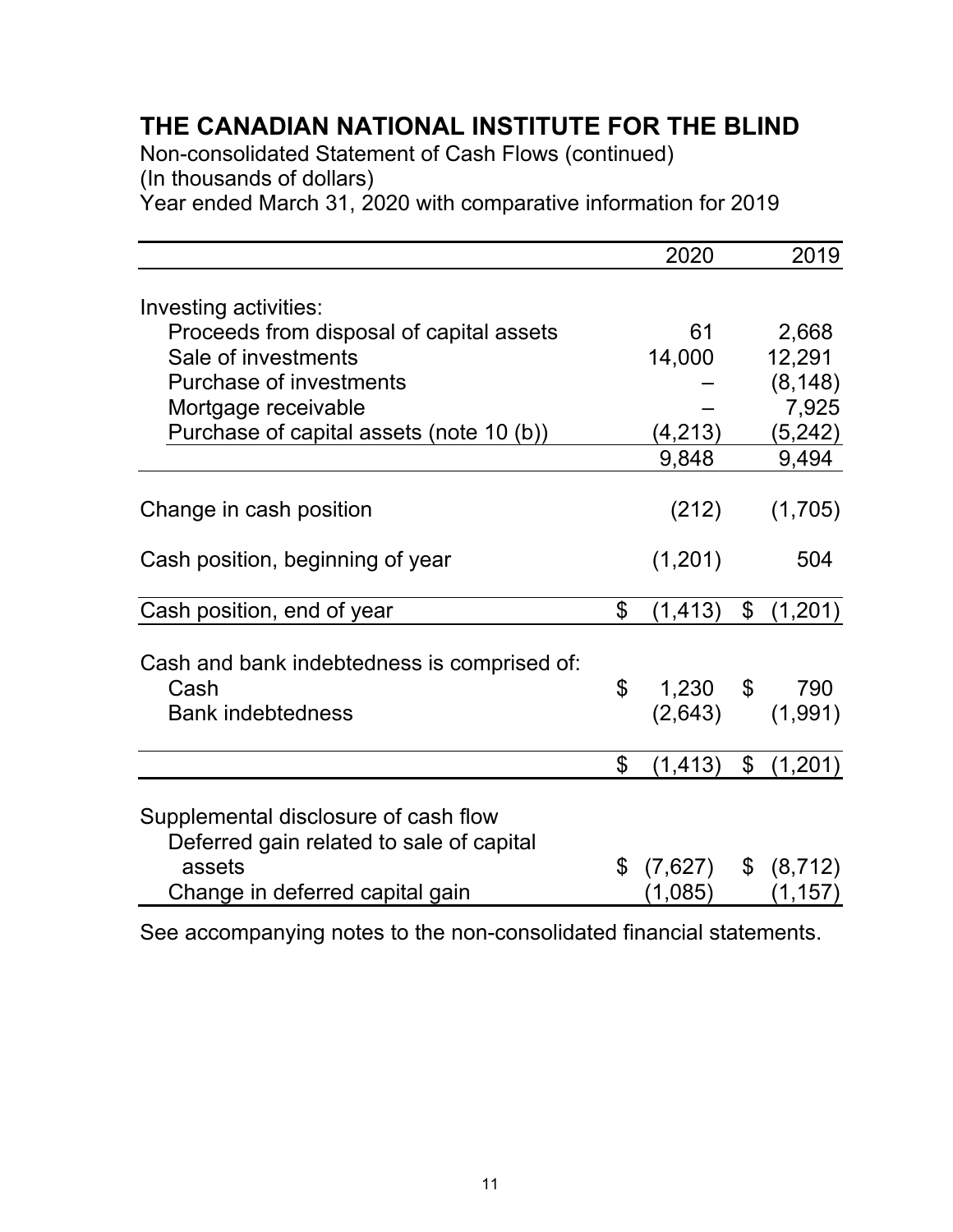# THE CANADIAN NATIONAL INSTITUTE FOR THE BLIND

Non-consolidated Statement of Cash Flows (continued)
(In thousands of dollars)
Year ended March 31, 2020 with comparative information for 2019

| | 2020 | 2019 |
|---|---|---|
| Investing activities: | | |
| Proceeds from disposal of capital assets | 61 | 2,668 |
| Sale of investments | 14,000 | 12,291 |
| Purchase of investments | – | (8,148) |
| Mortgage receivable | – | 7,925 |
| Purchase of capital assets (note 10 (b)) | (4,213) | (5,242) |
| | 9,848 | 9,494 |
| Change in cash position | (212) | (1,705) |
| Cash position, beginning of year | (1,201) | 504 |
| Cash position, end of year | $ (1,413) | $ (1,201) |
| Cash and bank indebtedness is comprised of: | | |
| Cash | $ 1,230 | $ 790 |
| Bank indebtedness | (2,643) | (1,991) |
| | $ (1,413) | $ (1,201) |
| Supplemental disclosure of cash flow | | |
| Deferred gain related to sale of capital assets | $ (7,627) | $ (8,712) |
| Change in deferred capital gain | (1,085) | (1,157) |

See accompanying notes to the non-consolidated financial statements.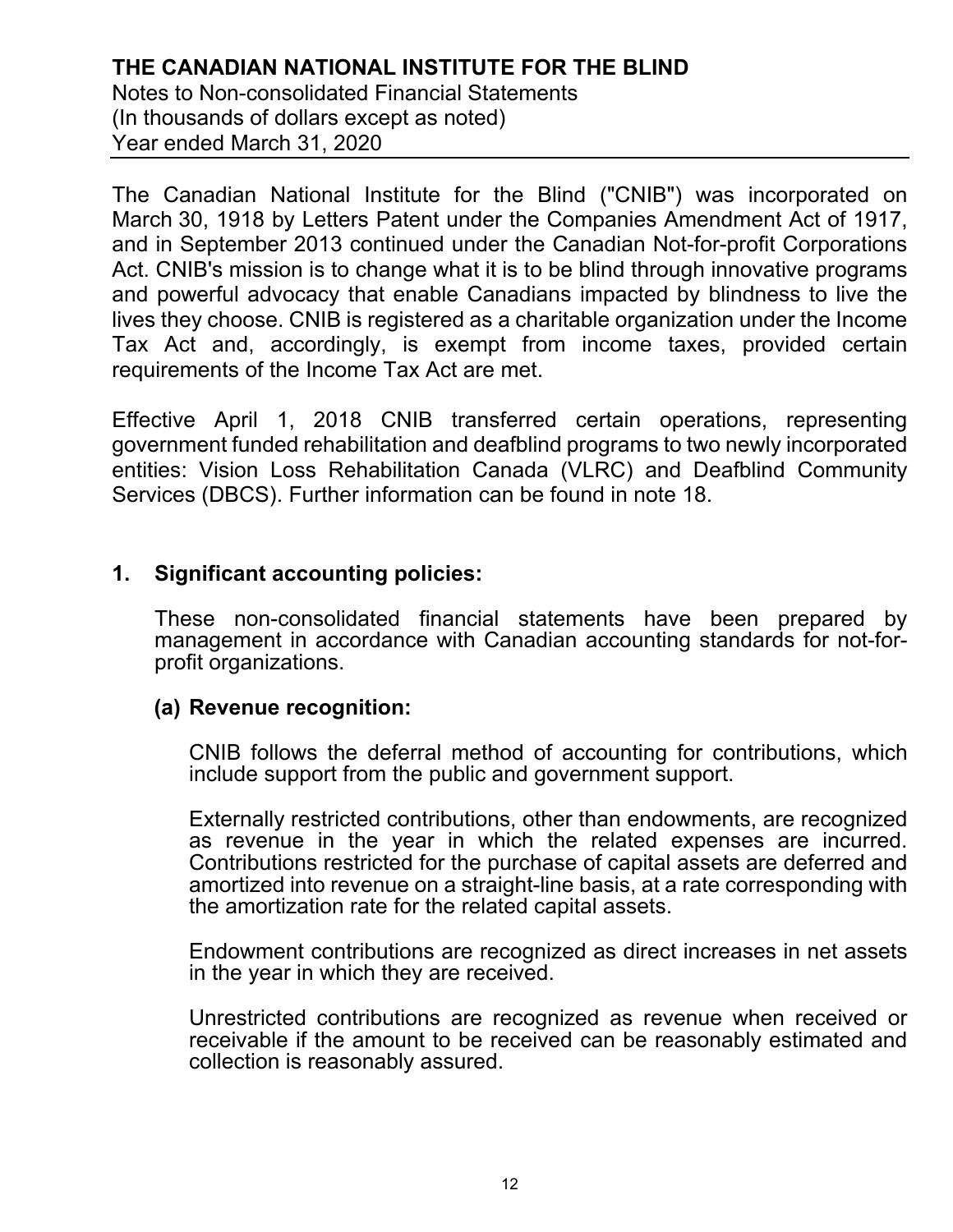# THE CANADIAN NATIONAL INSTITUTE FOR THE BLIND

Notes to Non-consolidated Financial Statements
(In thousands of dollars except as noted)
Year ended March 31, 2020

The Canadian National Institute for the Blind ("CNIB") was incorporated on March 30, 1918 by Letters Patent under the Companies Amendment Act of 1917, and in September 2013 continued under the Canadian Not-for-profit Corporations Act. CNIB's mission is to change what it is to be blind through innovative programs and powerful advocacy that enable Canadians impacted by blindness to live the lives they choose. CNIB is registered as a charitable organization under the Income Tax Act and, accordingly, is exempt from income taxes, provided certain requirements of the Income Tax Act are met.

Effective April 1, 2018 CNIB transferred certain operations, representing government funded rehabilitation and deafblind programs to two newly incorporated entities: Vision Loss Rehabilitation Canada (VLRC) and Deafblind Community Services (DBCS). Further information can be found in note 18.

## 1. Significant accounting policies:

These non-consolidated financial statements have been prepared by management in accordance with Canadian accounting standards for not-for-profit organizations.

### (a) Revenue recognition:

CNIB follows the deferral method of accounting for contributions, which include support from the public and government support.

Externally restricted contributions, other than endowments, are recognized as revenue in the year in which the related expenses are incurred. Contributions restricted for the purchase of capital assets are deferred and amortized into revenue on a straight-line basis, at a rate corresponding with the amortization rate for the related capital assets.

Endowment contributions are recognized as direct increases in net assets in the year in which they are received.

Unrestricted contributions are recognized as revenue when received or receivable if the amount to be received can be reasonably estimated and collection is reasonably assured.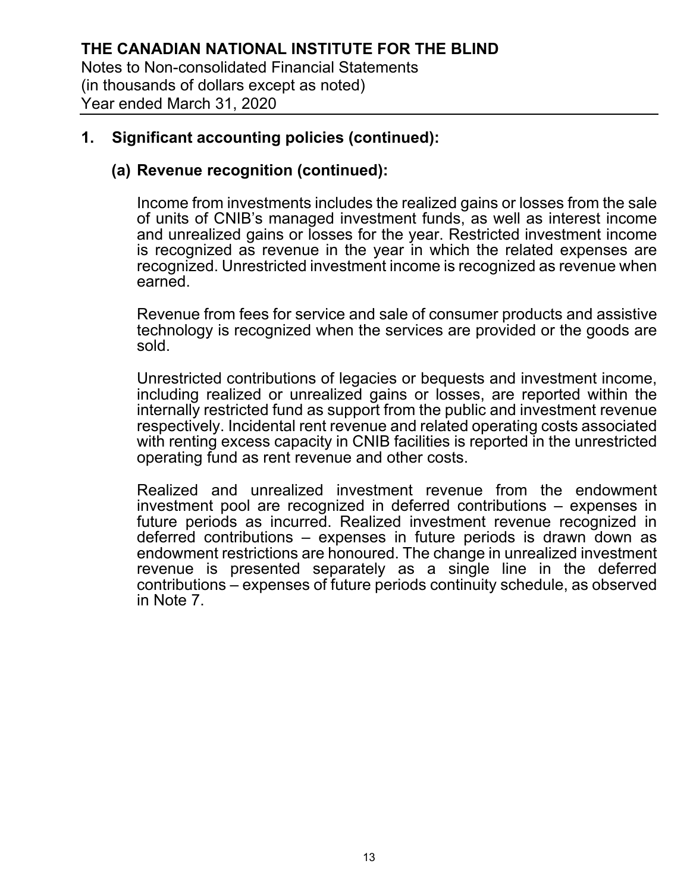## 1. Significant accounting policies (continued):

### (a) Revenue recognition (continued):

Income from investments includes the realized gains or losses from the sale of units of CNIB's managed investment funds, as well as interest income and unrealized gains or losses for the year. Restricted investment income is recognized as revenue in the year in which the related expenses are recognized. Unrestricted investment income is recognized as revenue when earned.

Revenue from fees for service and sale of consumer products and assistive technology is recognized when the services are provided or the goods are sold.

Unrestricted contributions of legacies or bequests and investment income, including realized or unrealized gains or losses, are reported within the internally restricted fund as support from the public and investment revenue respectively. Incidental rent revenue and related operating costs associated with renting excess capacity in CNIB facilities is reported in the unrestricted operating fund as rent revenue and other costs.

Realized and unrealized investment revenue from the endowment investment pool are recognized in deferred contributions – expenses in future periods as incurred. Realized investment revenue recognized in deferred contributions – expenses in future periods is drawn down as endowment restrictions are honoured. The change in unrealized investment revenue is presented separately as a single line in the deferred contributions – expenses of future periods continuity schedule, as observed in Note 7.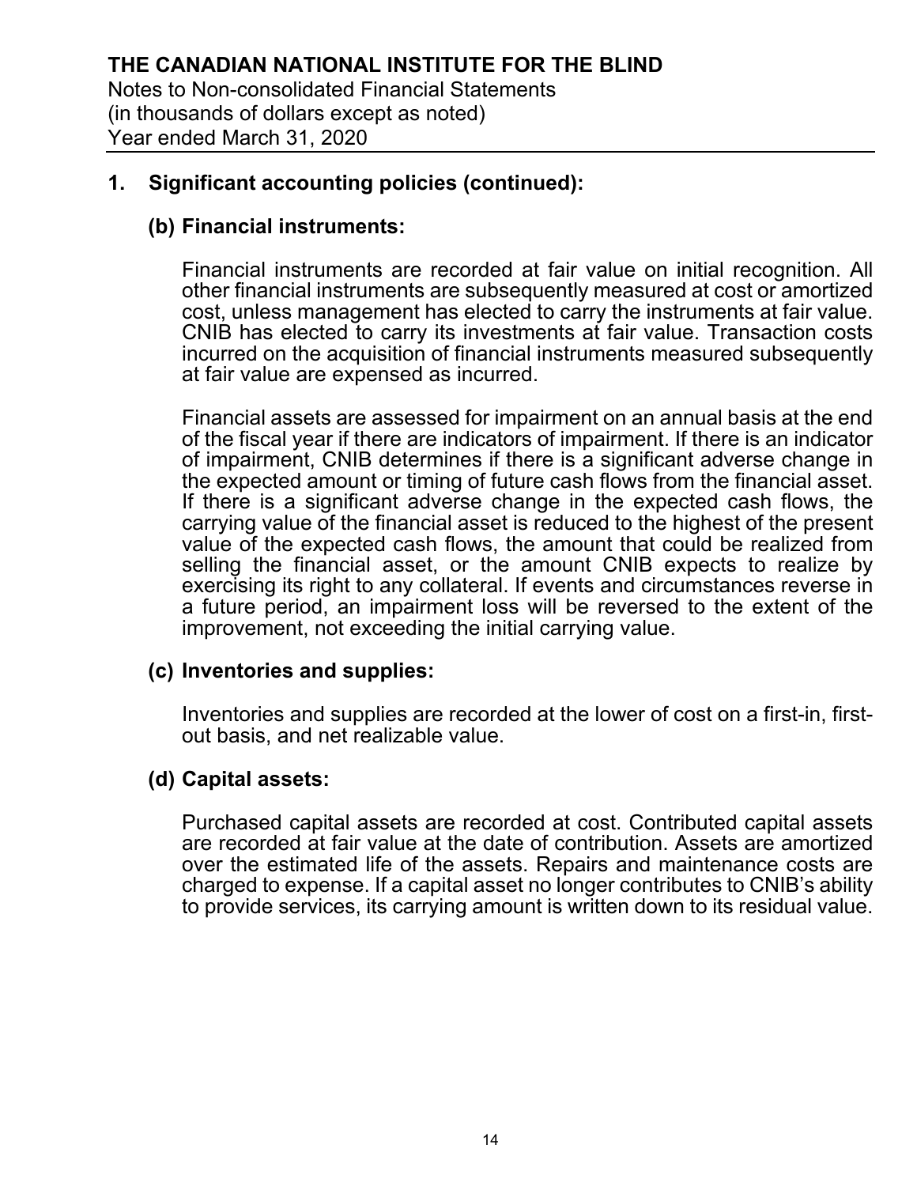## 1. Significant accounting policies (continued):

### (b) Financial instruments:

Financial instruments are recorded at fair value on initial recognition. All other financial instruments are subsequently measured at cost or amortized cost, unless management has elected to carry the instruments at fair value. CNIB has elected to carry its investments at fair value. Transaction costs incurred on the acquisition of financial instruments measured subsequently at fair value are expensed as incurred.

Financial assets are assessed for impairment on an annual basis at the end of the fiscal year if there are indicators of impairment. If there is an indicator of impairment, CNIB determines if there is a significant adverse change in the expected amount or timing of future cash flows from the financial asset. If there is a significant adverse change in the expected cash flows, the carrying value of the financial asset is reduced to the highest of the present value of the expected cash flows, the amount that could be realized from selling the financial asset, or the amount CNIB expects to realize by exercising its right to any collateral. If events and circumstances reverse in a future period, an impairment loss will be reversed to the extent of the improvement, not exceeding the initial carrying value.

### (c) Inventories and supplies:

Inventories and supplies are recorded at the lower of cost on a first-in, first-out basis, and net realizable value.

### (d) Capital assets:

Purchased capital assets are recorded at cost. Contributed capital assets are recorded at fair value at the date of contribution. Assets are amortized over the estimated life of the assets. Repairs and maintenance costs are charged to expense. If a capital asset no longer contributes to CNIB's ability to provide services, its carrying amount is written down to its residual value.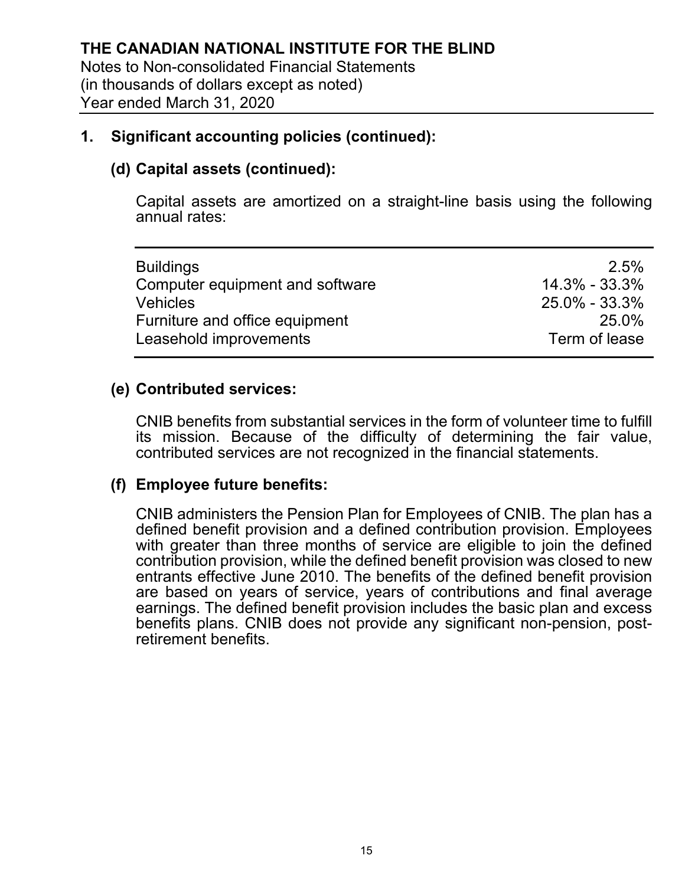## 1. Significant accounting policies (continued):

### (d) Capital assets (continued):

Capital assets are amortized on a straight-line basis using the following annual rates:

| | |
|---|---|
| Buildings | 2.5% |
| Computer equipment and software | 14.3% - 33.3% |
| Vehicles | 25.0% - 33.3% |
| Furniture and office equipment | 25.0% |
| Leasehold improvements | Term of lease |

### (e) Contributed services:

CNIB benefits from substantial services in the form of volunteer time to fulfill its mission. Because of the difficulty of determining the fair value, contributed services are not recognized in the financial statements.

### (f) Employee future benefits:

CNIB administers the Pension Plan for Employees of CNIB. The plan has a defined benefit provision and a defined contribution provision. Employees with greater than three months of service are eligible to join the defined contribution provision, while the defined benefit provision was closed to new entrants effective June 2010. The benefits of the defined benefit provision are based on years of service, years of contributions and final average earnings. The defined benefit provision includes the basic plan and excess benefits plans. CNIB does not provide any significant non-pension, post-retirement benefits.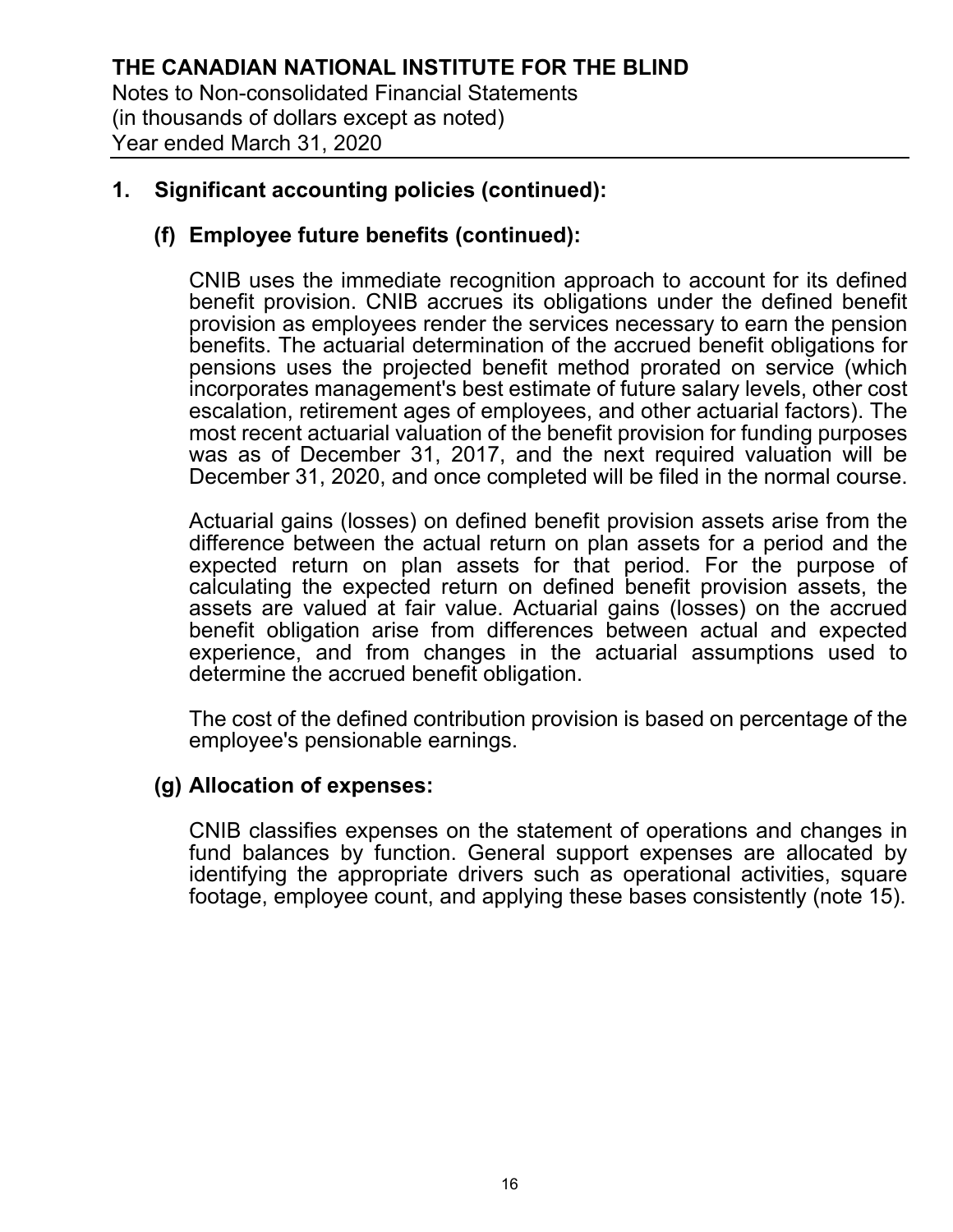## 1. Significant accounting policies (continued):

### (f) Employee future benefits (continued):

CNIB uses the immediate recognition approach to account for its defined benefit provision. CNIB accrues its obligations under the defined benefit provision as employees render the services necessary to earn the pension benefits. The actuarial determination of the accrued benefit obligations for pensions uses the projected benefit method prorated on service (which incorporates management's best estimate of future salary levels, other cost escalation, retirement ages of employees, and other actuarial factors). The most recent actuarial valuation of the benefit provision for funding purposes was as of December 31, 2017, and the next required valuation will be December 31, 2020, and once completed will be filed in the normal course.

Actuarial gains (losses) on defined benefit provision assets arise from the difference between the actual return on plan assets for a period and the expected return on plan assets for that period. For the purpose of calculating the expected return on defined benefit provision assets, the assets are valued at fair value. Actuarial gains (losses) on the accrued benefit obligation arise from differences between actual and expected experience, and from changes in the actuarial assumptions used to determine the accrued benefit obligation.

The cost of the defined contribution provision is based on percentage of the employee's pensionable earnings.

### (g) Allocation of expenses:

CNIB classifies expenses on the statement of operations and changes in fund balances by function. General support expenses are allocated by identifying the appropriate drivers such as operational activities, square footage, employee count, and applying these bases consistently (note 15).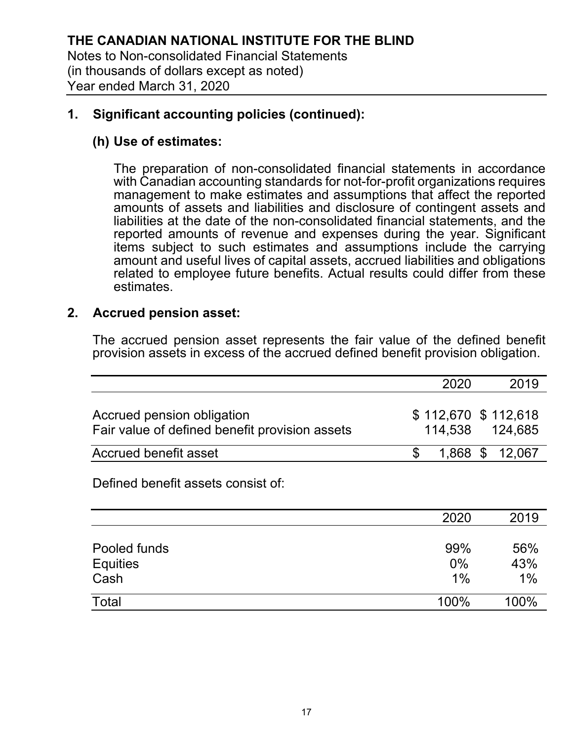# THE CANADIAN NATIONAL INSTITUTE FOR THE BLIND

Notes to Non-consolidated Financial Statements
(in thousands of dollars except as noted)
Year ended March 31, 2020

## 1. Significant accounting policies (continued):

### (h) Use of estimates:

The preparation of non-consolidated financial statements in accordance with Canadian accounting standards for not-for-profit organizations requires management to make estimates and assumptions that affect the reported amounts of assets and liabilities and disclosure of contingent assets and liabilities at the date of the non-consolidated financial statements, and the reported amounts of revenue and expenses during the year. Significant items subject to such estimates and assumptions include the carrying amount and useful lives of capital assets, accrued liabilities and obligations related to employee future benefits. Actual results could differ from these estimates.

## 2. Accrued pension asset:

The accrued pension asset represents the fair value of the defined benefit provision assets in excess of the accrued defined benefit provision obligation.

| | 2020 | 2019 |
|---|---|---|
| Accrued pension obligation | $ 112,670 | $ 112,618 |
| Fair value of defined benefit provision assets | 114,538 | 124,685 |
| Accrued benefit asset | $ 1,868 | $ 12,067 |

Defined benefit assets consist of:

| | 2020 | 2019 |
|---|---|---|
| Pooled funds | 99% | 56% |
| Equities | 0% | 43% |
| Cash | 1% | 1% |
| Total | 100% | 100% |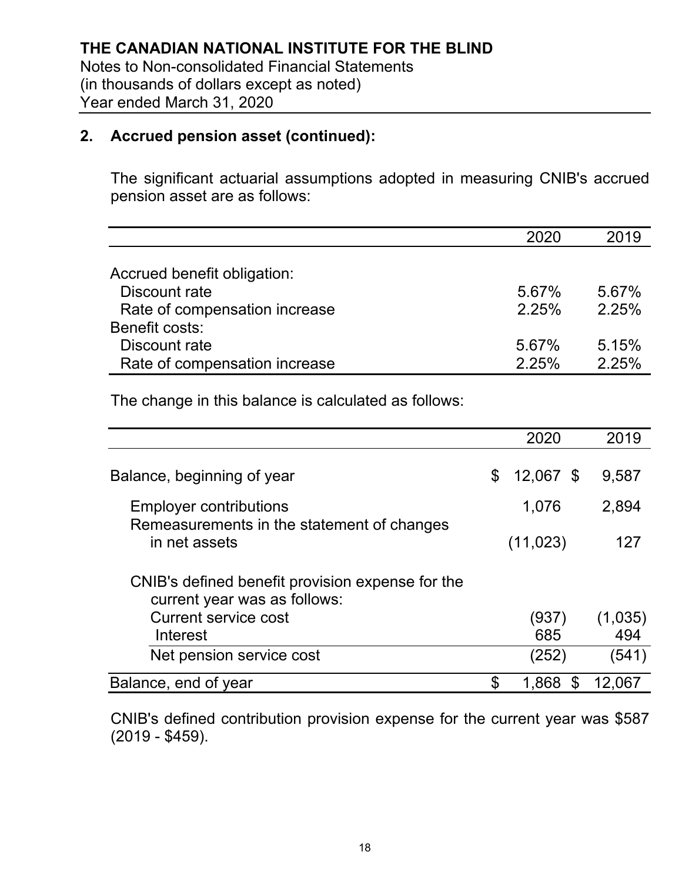# THE CANADIAN NATIONAL INSTITUTE FOR THE BLIND

Notes to Non-consolidated Financial Statements
(in thousands of dollars except as noted)
Year ended March 31, 2020

## 2. Accrued pension asset (continued):

The significant actuarial assumptions adopted in measuring CNIB's accrued pension asset are as follows:

| | 2020 | 2019 |
|---|---|---|
| Accrued benefit obligation: | | |
| Discount rate | 5.67% | 5.67% |
| Rate of compensation increase | 2.25% | 2.25% |
| Benefit costs: | | |
| Discount rate | 5.67% | 5.15% |
| Rate of compensation increase | 2.25% | 2.25% |

The change in this balance is calculated as follows:

| | 2020 | 2019 |
|---|---|---|
| Balance, beginning of year | $ 12,067 | $ 9,587 |
| Employer contributions | 1,076 | 2,894 |
| Remeasurements in the statement of changes in net assets | (11,023) | 127 |
| CNIB's defined benefit provision expense for the current year was as follows: | | |
| Current service cost | (937) | (1,035) |
| Interest | 685 | 494 |
| Net pension service cost | (252) | (541) |
| Balance, end of year | $ 1,868 | $ 12,067 |

CNIB's defined contribution provision expense for the current year was $587 (2019 - $459).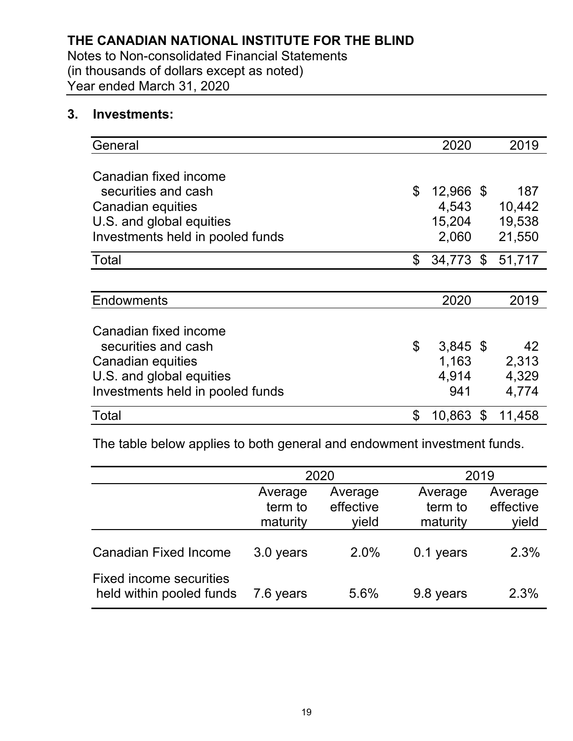## 3. Investments:

| General | 2020 | 2019 |
|---|---|---|
| Canadian fixed income securities and cash | $ 12,966 | $ 187 |
| Canadian equities | 4,543 | 10,442 |
| U.S. and global equities | 15,204 | 19,538 |
| Investments held in pooled funds | 2,060 | 21,550 |
| Total | $ 34,773 | $ 51,717 |

| Endowments | 2020 | 2019 |
|---|---|---|
| Canadian fixed income securities and cash | $ 3,845 | $ 42 |
| Canadian equities | 1,163 | 2,313 |
| U.S. and global equities | 4,914 | 4,329 |
| Investments held in pooled funds | 941 | 4,774 |
| Total | $ 10,863 | $ 11,458 |

The table below applies to both general and endowment investment funds.

| | 2020 | | 2019 | |
|---|---|---|---|---|
| | Average term to maturity | Average effective yield | Average term to maturity | Average effective yield |
| Canadian Fixed Income | 3.0 years | 2.0% | 0.1 years | 2.3% |
| Fixed income securities held within pooled funds | 7.6 years | 5.6% | 9.8 years | 2.3% |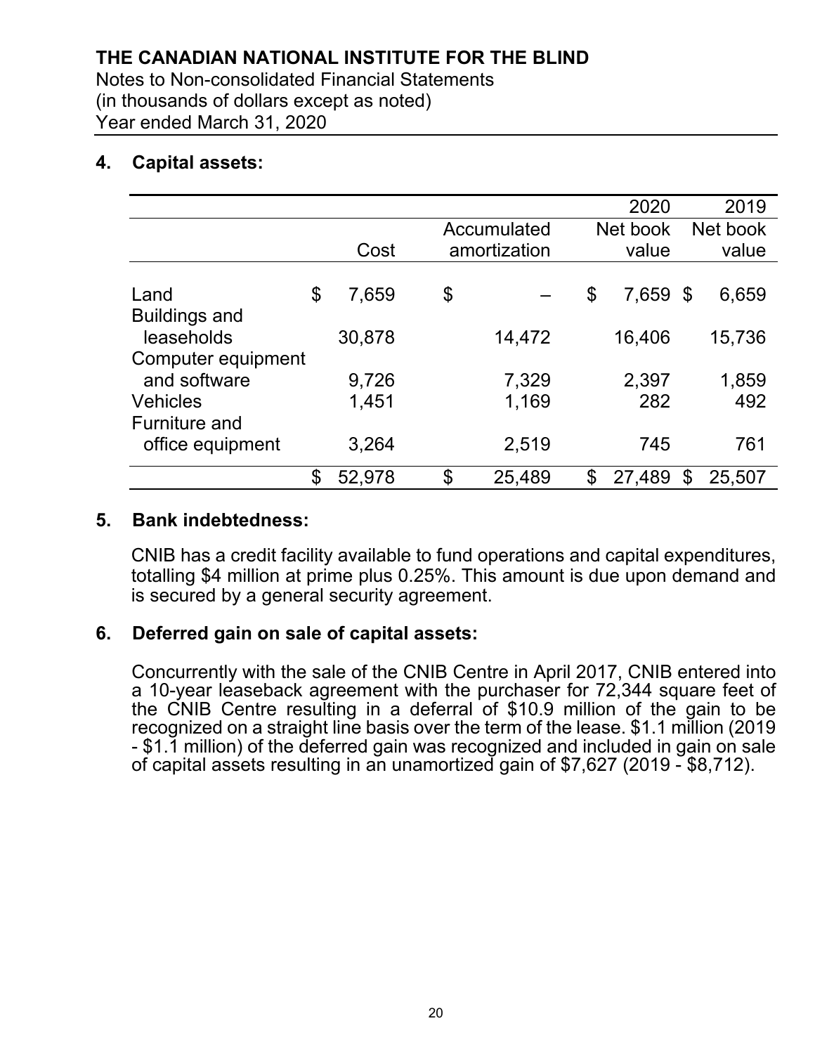**THE CANADIAN NATIONAL INSTITUTE FOR THE BLIND**
Notes to Non-consolidated Financial Statements
(in thousands of dollars except as noted)
Year ended March 31, 2020

## 4. Capital assets:

| | Cost | Accumulated amortization | 2020 Net book value | 2019 Net book value |
|---|---|---|---|---|
| Land | $ 7,659 | $ – | $ 7,659 | $ 6,659 |
| Buildings and leaseholds | 30,878 | 14,472 | 16,406 | 15,736 |
| Computer equipment and software | 9,726 | 7,329 | 2,397 | 1,859 |
| Vehicles | 1,451 | 1,169 | 282 | 492 |
| Furniture and office equipment | 3,264 | 2,519 | 745 | 761 |
| | $ 52,978 | $ 25,489 | $ 27,489 | $ 25,507 |

## 5. Bank indebtedness:

CNIB has a credit facility available to fund operations and capital expenditures, totalling $4 million at prime plus 0.25%. This amount is due upon demand and is secured by a general security agreement.

## 6. Deferred gain on sale of capital assets:

Concurrently with the sale of the CNIB Centre in April 2017, CNIB entered into a 10-year leaseback agreement with the purchaser for 72,344 square feet of the CNIB Centre resulting in a deferral of $10.9 million of the gain to be recognized on a straight line basis over the term of the lease. $1.1 million (2019 - $1.1 million) of the deferred gain was recognized and included in gain on sale of capital assets resulting in an unamortized gain of $7,627 (2019 - $8,712).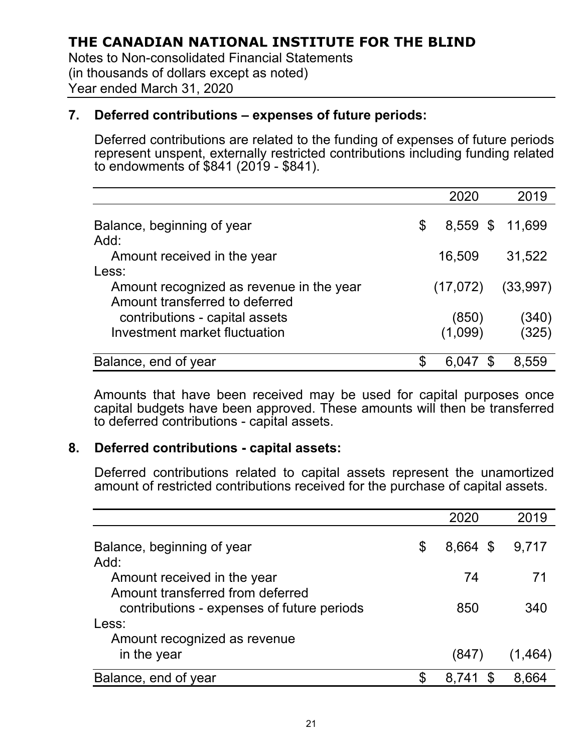# THE CANADIAN NATIONAL INSTITUTE FOR THE BLIND

Notes to Non-consolidated Financial Statements
(in thousands of dollars except as noted)
Year ended March 31, 2020

## 7. Deferred contributions – expenses of future periods:

Deferred contributions are related to the funding of expenses of future periods represent unspent, externally restricted contributions including funding related to endowments of $841 (2019 - $841).

| | 2020 | 2019 |
|---|---|---|
| Balance, beginning of year | $ 8,559 | $ 11,699 |
| Add: | | |
| Amount received in the year | 16,509 | 31,522 |
| Less: | | |
| Amount recognized as revenue in the year | (17,072) | (33,997) |
| Amount transferred to deferred contributions - capital assets | (850) | (340) |
| Investment market fluctuation | (1,099) | (325) |
| Balance, end of year | $ 6,047 | $ 8,559 |

Amounts that have been received may be used for capital purposes once capital budgets have been approved. These amounts will then be transferred to deferred contributions - capital assets.

## 8. Deferred contributions - capital assets:

Deferred contributions related to capital assets represent the unamortized amount of restricted contributions received for the purchase of capital assets.

| | 2020 | 2019 |
|---|---|---|
| Balance, beginning of year | $ 8,664 | $ 9,717 |
| Add: | | |
| Amount received in the year | 74 | 71 |
| Amount transferred from deferred contributions - expenses of future periods | 850 | 340 |
| Less: | | |
| Amount recognized as revenue in the year | (847) | (1,464) |
| Balance, end of year | $ 8,741 | $ 8,664 |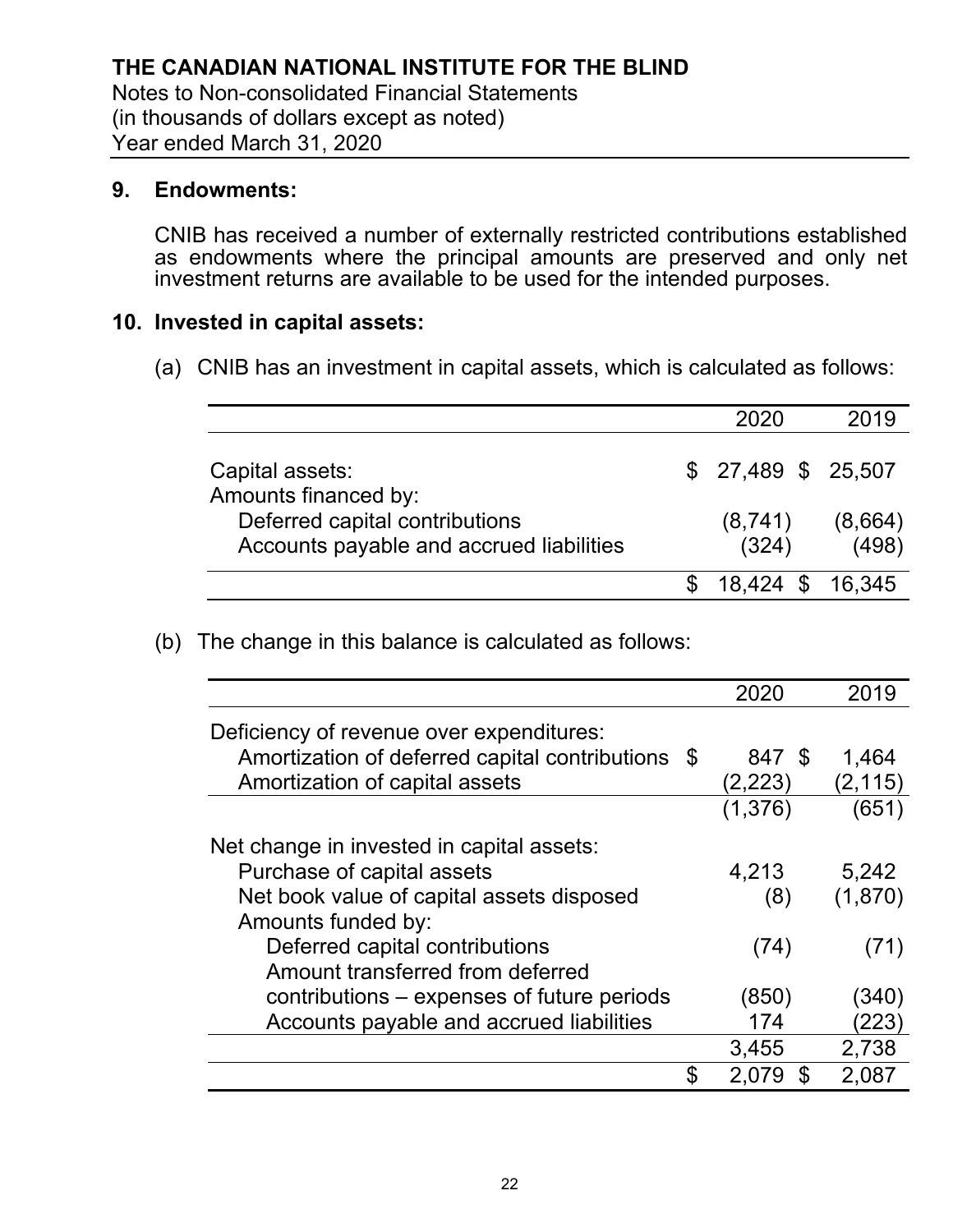# THE CANADIAN NATIONAL INSTITUTE FOR THE BLIND

Notes to Non-consolidated Financial Statements
(in thousands of dollars except as noted)
Year ended March 31, 2020

## 9. Endowments:

CNIB has received a number of externally restricted contributions established as endowments where the principal amounts are preserved and only net investment returns are available to be used for the intended purposes.

## 10. Invested in capital assets:

(a) CNIB has an investment in capital assets, which is calculated as follows:

| | 2020 | 2019 |
|---|---|---|
| Capital assets: | $ 27,489 | $ 25,507 |
| Amounts financed by: | | |
| Deferred capital contributions | (8,741) | (8,664) |
| Accounts payable and accrued liabilities | (324) | (498) |
| | $ 18,424 | $ 16,345 |

(b) The change in this balance is calculated as follows:

| | 2020 | 2019 |
|---|---|---|
| Deficiency of revenue over expenditures: | | |
| Amortization of deferred capital contributions | $ 847 | $ 1,464 |
| Amortization of capital assets | (2,223) | (2,115) |
| | (1,376) | (651) |
| Net change in invested in capital assets: | | |
| Purchase of capital assets | 4,213 | 5,242 |
| Net book value of capital assets disposed | (8) | (1,870) |
| Amounts funded by: | | |
| Deferred capital contributions | (74) | (71) |
| Amount transferred from deferred contributions – expenses of future periods | (850) | (340) |
| Accounts payable and accrued liabilities | 174 | (223) |
| | 3,455 | 2,738 |
| | $ 2,079 | $ 2,087 |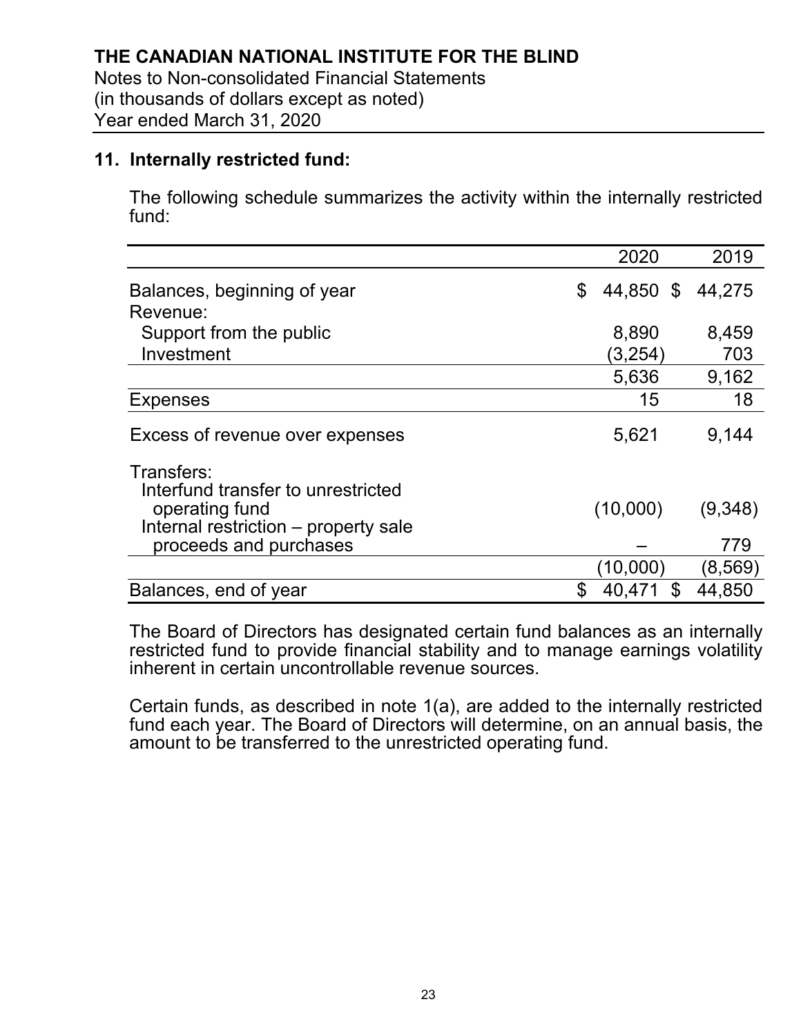**THE CANADIAN NATIONAL INSTITUTE FOR THE BLIND**
Notes to Non-consolidated Financial Statements
(in thousands of dollars except as noted)
Year ended March 31, 2020

## 11. Internally restricted fund:

The following schedule summarizes the activity within the internally restricted fund:

| | 2020 | 2019 |
|---|---|---|
| Balances, beginning of year | $ 44,850 | $ 44,275 |
| Revenue: | | |
| Support from the public | 8,890 | 8,459 |
| Investment | (3,254) | 703 |
| | 5,636 | 9,162 |
| Expenses | 15 | 18 |
| Excess of revenue over expenses | 5,621 | 9,144 |
| Transfers: | | |
| Interfund transfer to unrestricted operating fund | (10,000) | (9,348) |
| Internal restriction – property sale proceeds and purchases | – | 779 |
| | (10,000) | (8,569) |
| Balances, end of year | $ 40,471 | $ 44,850 |

The Board of Directors has designated certain fund balances as an internally restricted fund to provide financial stability and to manage earnings volatility inherent in certain uncontrollable revenue sources.

Certain funds, as described in note 1(a), are added to the internally restricted fund each year. The Board of Directors will determine, on an annual basis, the amount to be transferred to the unrestricted operating fund.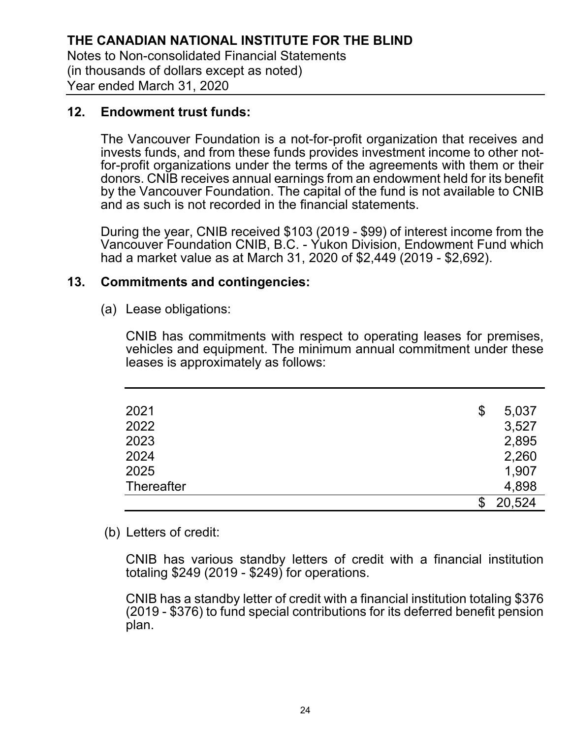## 12. Endowment trust funds:

The Vancouver Foundation is a not-for-profit organization that receives and invests funds, and from these funds provides investment income to other not-for-profit organizations under the terms of the agreements with them or their donors. CNIB receives annual earnings from an endowment held for its benefit by the Vancouver Foundation. The capital of the fund is not available to CNIB and as such is not recorded in the financial statements.

During the year, CNIB received $103 (2019 - $99) of interest income from the Vancouver Foundation CNIB, B.C. - Yukon Division, Endowment Fund which had a market value as at March 31, 2020 of $2,449 (2019 - $2,692).

## 13. Commitments and contingencies:

(a) Lease obligations:

CNIB has commitments with respect to operating leases for premises, vehicles and equipment. The minimum annual commitment under these leases is approximately as follows:

| | |
|---|---|
| 2021 | $ 5,037 |
| 2022 | 3,527 |
| 2023 | 2,895 |
| 2024 | 2,260 |
| 2025 | 1,907 |
| Thereafter | 4,898 |
| | $ 20,524 |

(b) Letters of credit:

CNIB has various standby letters of credit with a financial institution totaling $249 (2019 - $249) for operations.

CNIB has a standby letter of credit with a financial institution totaling $376 (2019 - $376) to fund special contributions for its deferred benefit pension plan.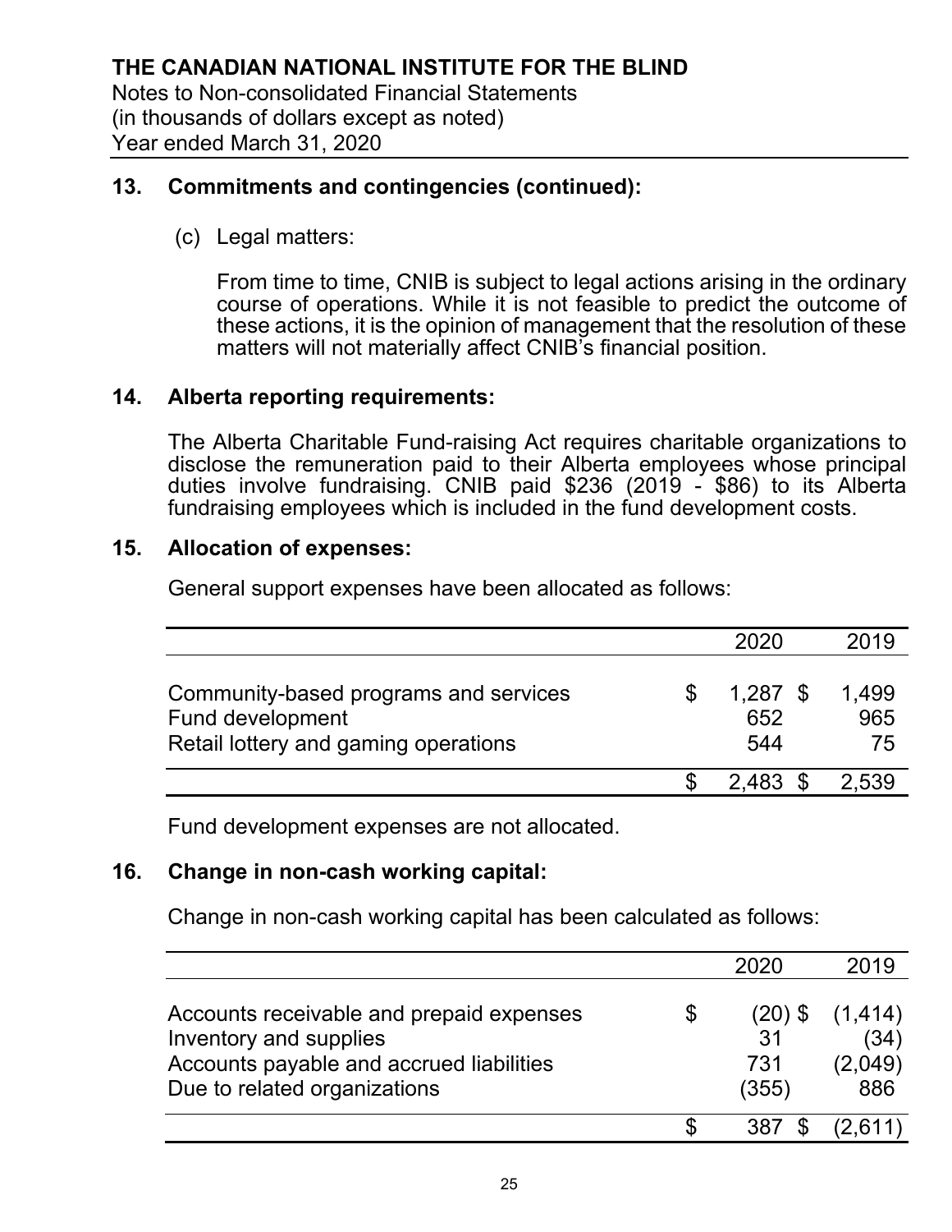**THE CANADIAN NATIONAL INSTITUTE FOR THE BLIND**
Notes to Non-consolidated Financial Statements
(in thousands of dollars except as noted)
Year ended March 31, 2020

## 13. Commitments and contingencies (continued):

(c) Legal matters:

From time to time, CNIB is subject to legal actions arising in the ordinary course of operations. While it is not feasible to predict the outcome of these actions, it is the opinion of management that the resolution of these matters will not materially affect CNIB's financial position.

## 14. Alberta reporting requirements:

The Alberta Charitable Fund-raising Act requires charitable organizations to disclose the remuneration paid to their Alberta employees whose principal duties involve fundraising. CNIB paid $236 (2019 - $86) to its Alberta fundraising employees which is included in the fund development costs.

## 15. Allocation of expenses:

General support expenses have been allocated as follows:

| | 2020 | 2019 |
|---|---|---|
| Community-based programs and services | $ 1,287 | $ 1,499 |
| Fund development | 652 | 965 |
| Retail lottery and gaming operations | 544 | 75 |
| | $ 2,483 | $ 2,539 |

Fund development expenses are not allocated.

## 16. Change in non-cash working capital:

Change in non-cash working capital has been calculated as follows:

| | 2020 | 2019 |
|---|---|---|
| Accounts receivable and prepaid expenses | $ (20) | $ (1,414) |
| Inventory and supplies | 31 | (34) |
| Accounts payable and accrued liabilities | 731 | (2,049) |
| Due to related organizations | (355) | 886 |
| | $ 387 | $ (2,611) |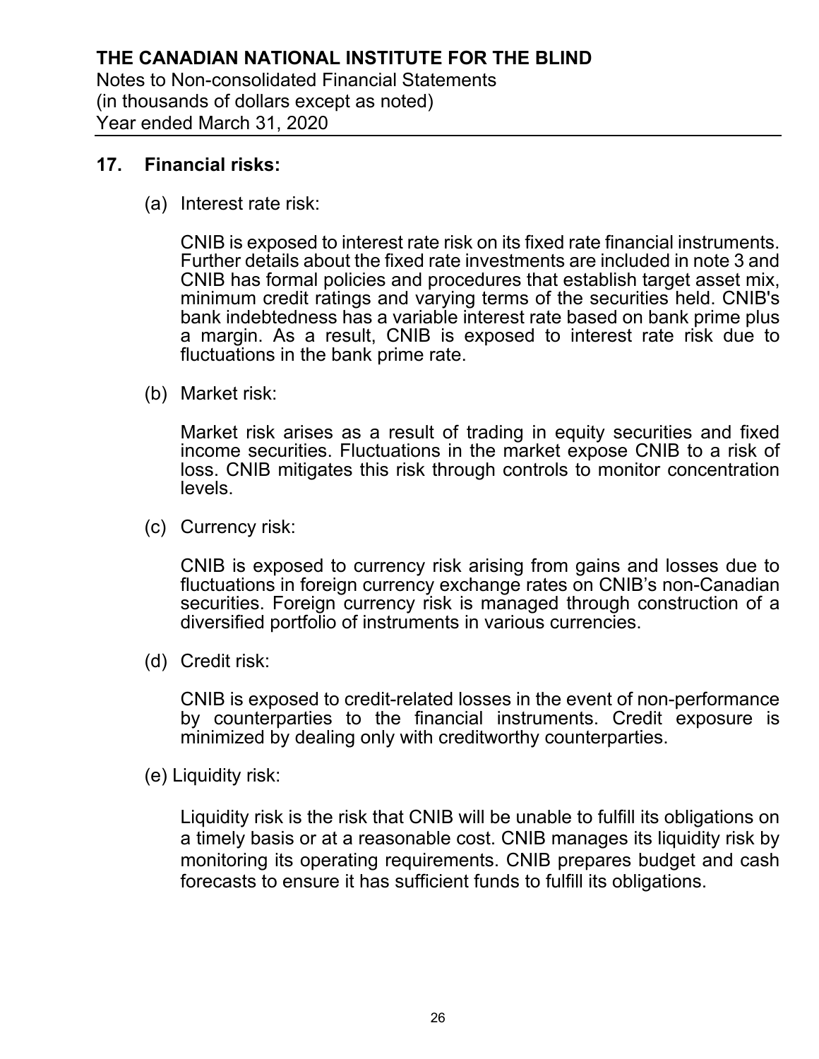## 17. Financial risks:

(a) Interest rate risk:

CNIB is exposed to interest rate risk on its fixed rate financial instruments. Further details about the fixed rate investments are included in note 3 and CNIB has formal policies and procedures that establish target asset mix, minimum credit ratings and varying terms of the securities held. CNIB's bank indebtedness has a variable interest rate based on bank prime plus a margin. As a result, CNIB is exposed to interest rate risk due to fluctuations in the bank prime rate.

(b) Market risk:

Market risk arises as a result of trading in equity securities and fixed income securities. Fluctuations in the market expose CNIB to a risk of loss. CNIB mitigates this risk through controls to monitor concentration levels.

(c) Currency risk:

CNIB is exposed to currency risk arising from gains and losses due to fluctuations in foreign currency exchange rates on CNIB's non-Canadian securities. Foreign currency risk is managed through construction of a diversified portfolio of instruments in various currencies.

(d) Credit risk:

CNIB is exposed to credit-related losses in the event of non-performance by counterparties to the financial instruments. Credit exposure is minimized by dealing only with creditworthy counterparties.

(e) Liquidity risk:

Liquidity risk is the risk that CNIB will be unable to fulfill its obligations on a timely basis or at a reasonable cost. CNIB manages its liquidity risk by monitoring its operating requirements. CNIB prepares budget and cash forecasts to ensure it has sufficient funds to fulfill its obligations.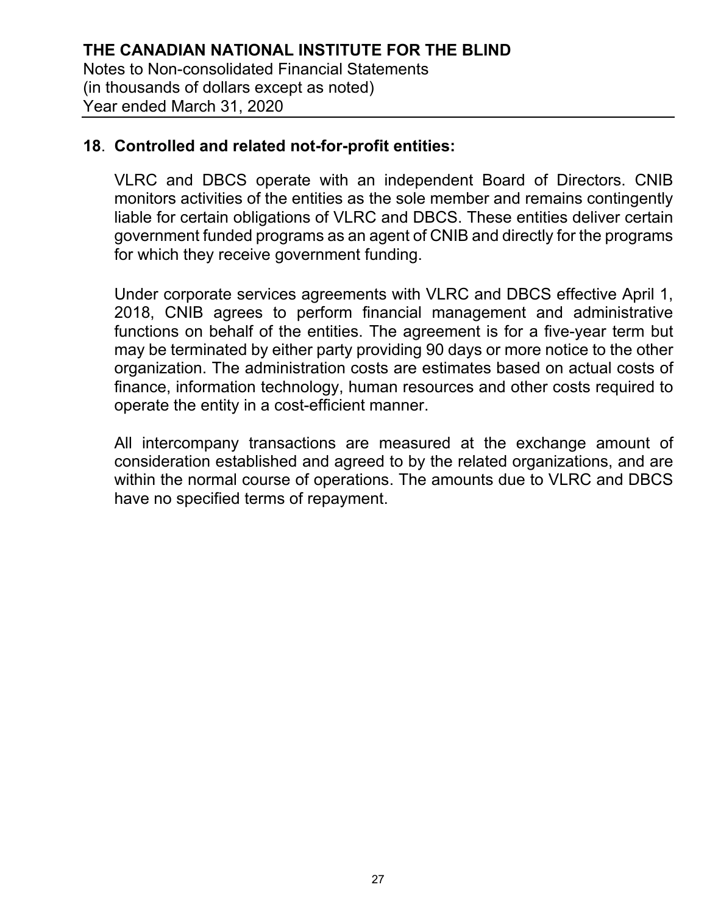## 18. Controlled and related not-for-profit entities:

VLRC and DBCS operate with an independent Board of Directors. CNIB monitors activities of the entities as the sole member and remains contingently liable for certain obligations of VLRC and DBCS. These entities deliver certain government funded programs as an agent of CNIB and directly for the programs for which they receive government funding.

Under corporate services agreements with VLRC and DBCS effective April 1, 2018, CNIB agrees to perform financial management and administrative functions on behalf of the entities. The agreement is for a five-year term but may be terminated by either party providing 90 days or more notice to the other organization. The administration costs are estimates based on actual costs of finance, information technology, human resources and other costs required to operate the entity in a cost-efficient manner.

All intercompany transactions are measured at the exchange amount of consideration established and agreed to by the related organizations, and are within the normal course of operations. The amounts due to VLRC and DBCS have no specified terms of repayment.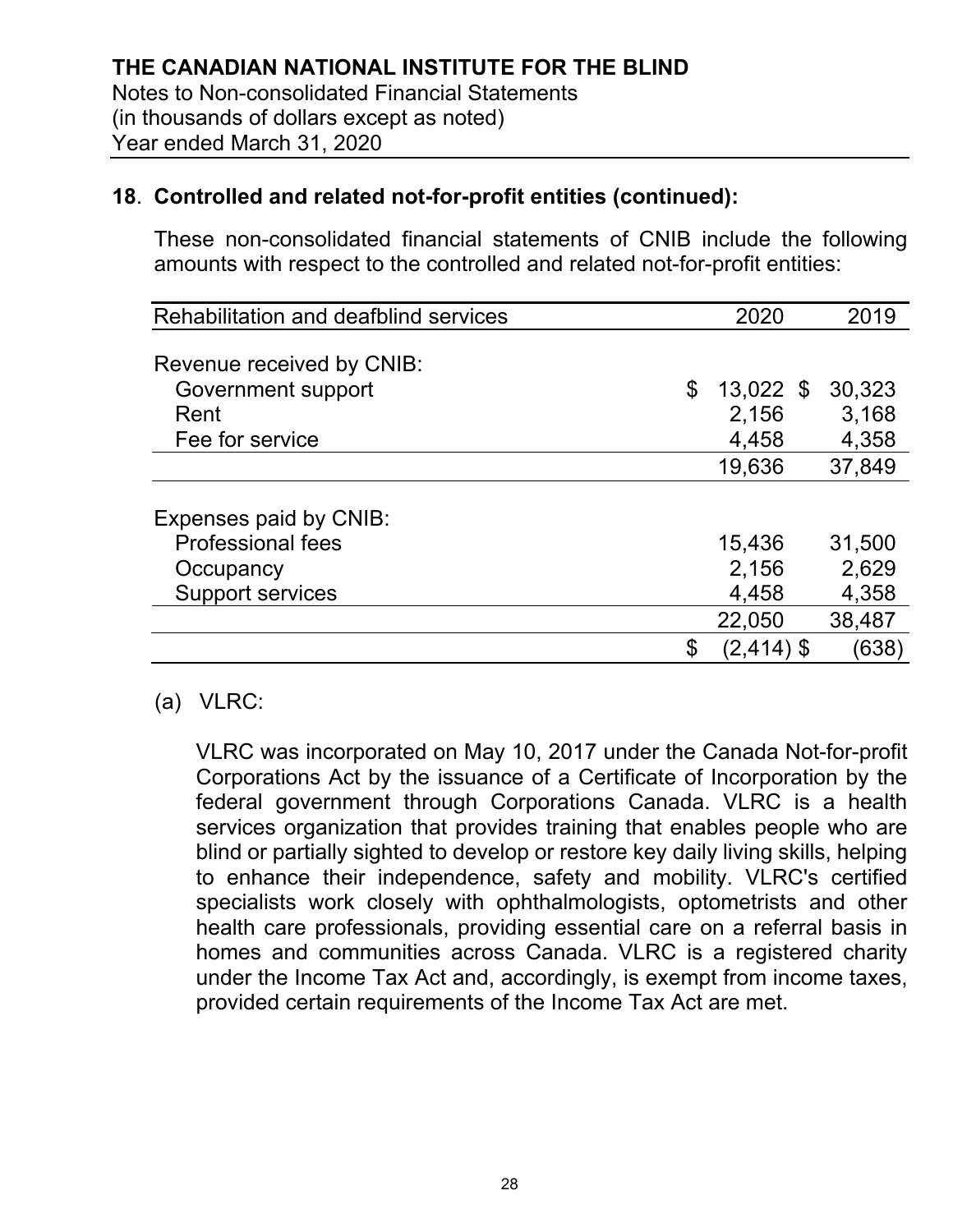**THE CANADIAN NATIONAL INSTITUTE FOR THE BLIND**
Notes to Non-consolidated Financial Statements
(in thousands of dollars except as noted)
Year ended March 31, 2020

## 18. Controlled and related not-for-profit entities (continued):

These non-consolidated financial statements of CNIB include the following amounts with respect to the controlled and related not-for-profit entities:

| Rehabilitation and deafblind services | 2020 | 2019 |
|---|---|---|
| Revenue received by CNIB: | | |
| Government support | $ 13,022 | $ 30,323 |
| Rent | 2,156 | 3,168 |
| Fee for service | 4,458 | 4,358 |
| | 19,636 | 37,849 |
| Expenses paid by CNIB: | | |
| Professional fees | 15,436 | 31,500 |
| Occupancy | 2,156 | 2,629 |
| Support services | 4,458 | 4,358 |
| | 22,050 | 38,487 |
| | $ (2,414) | $ (638) |

(a) VLRC:

VLRC was incorporated on May 10, 2017 under the Canada Not-for-profit Corporations Act by the issuance of a Certificate of Incorporation by the federal government through Corporations Canada. VLRC is a health services organization that provides training that enables people who are blind or partially sighted to develop or restore key daily living skills, helping to enhance their independence, safety and mobility. VLRC's certified specialists work closely with ophthalmologists, optometrists and other health care professionals, providing essential care on a referral basis in homes and communities across Canada. VLRC is a registered charity under the Income Tax Act and, accordingly, is exempt from income taxes, provided certain requirements of the Income Tax Act are met.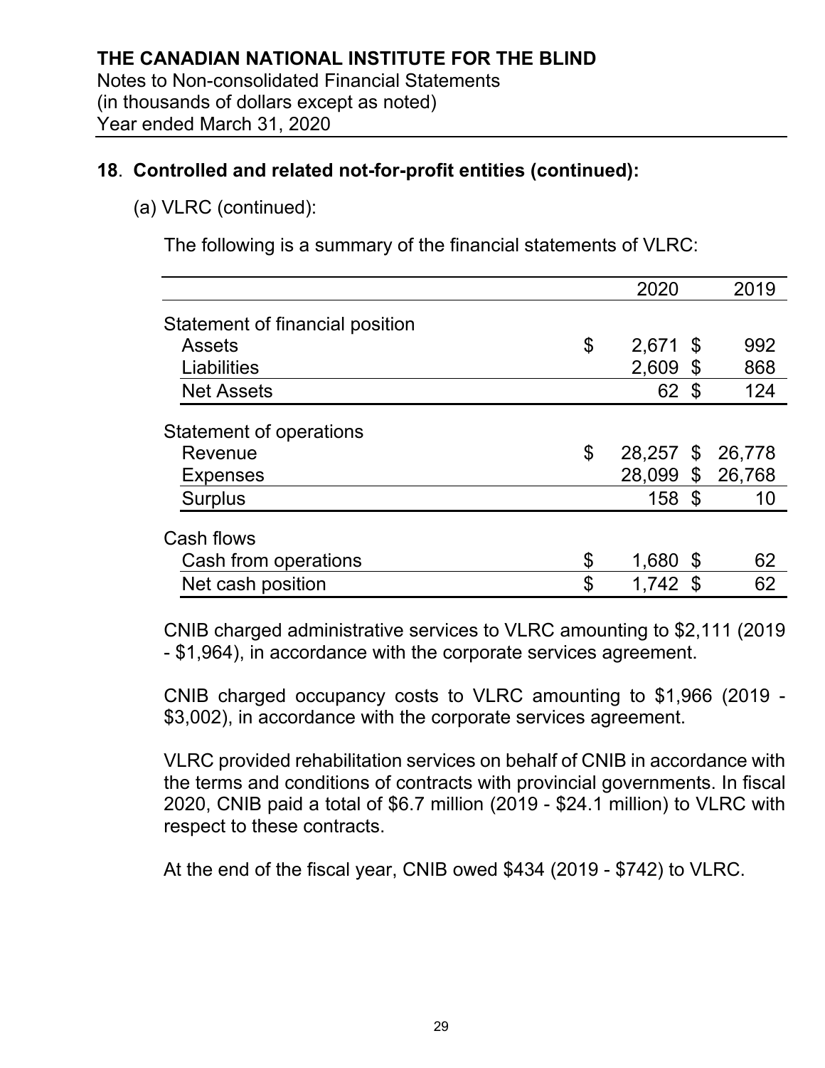## 18. Controlled and related not-for-profit entities (continued):

(a) VLRC (continued):

The following is a summary of the financial statements of VLRC:

| | 2020 | 2019 |
|---|---|---|
| Statement of financial position | | |
| Assets | $ 2,671 | $ 992 |
| Liabilities | 2,609 | $ 868 |
| Net Assets | 62 | $ 124 |
| Statement of operations | | |
| Revenue | $ 28,257 | $ 26,778 |
| Expenses | 28,099 | $ 26,768 |
| Surplus | 158 | $ 10 |
| Cash flows | | |
| Cash from operations | $ 1,680 | $ 62 |
| Net cash position | $ 1,742 | $ 62 |

CNIB charged administrative services to VLRC amounting to $2,111 (2019 - $1,964), in accordance with the corporate services agreement.

CNIB charged occupancy costs to VLRC amounting to $1,966 (2019 - $3,002), in accordance with the corporate services agreement.

VLRC provided rehabilitation services on behalf of CNIB in accordance with the terms and conditions of contracts with provincial governments. In fiscal 2020, CNIB paid a total of $6.7 million (2019 - $24.1 million) to VLRC with respect to these contracts.

At the end of the fiscal year, CNIB owed $434 (2019 - $742) to VLRC.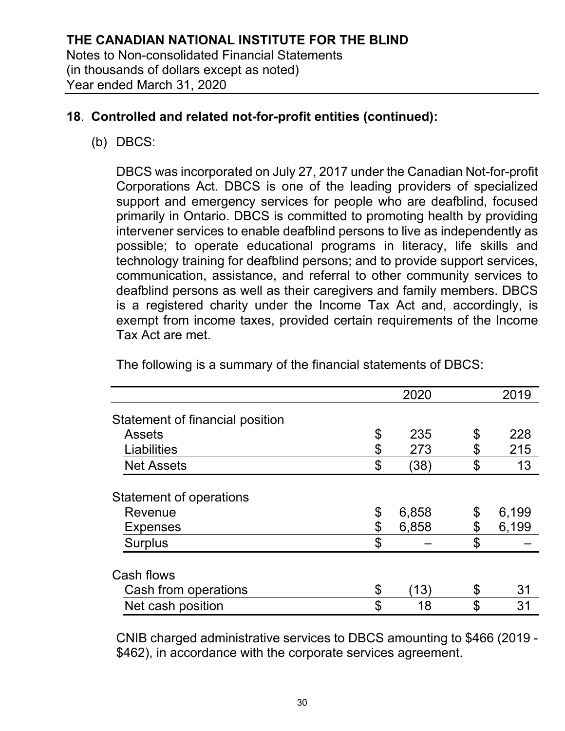## 18. Controlled and related not-for-profit entities (continued):

(b) DBCS:

DBCS was incorporated on July 27, 2017 under the Canadian Not-for-profit Corporations Act. DBCS is one of the leading providers of specialized support and emergency services for people who are deafblind, focused primarily in Ontario. DBCS is committed to promoting health by providing intervener services to enable deafblind persons to live as independently as possible; to operate educational programs in literacy, life skills and technology training for deafblind persons; and to provide support services, communication, assistance, and referral to other community services to deafblind persons as well as their caregivers and family members. DBCS is a registered charity under the Income Tax Act and, accordingly, is exempt from income taxes, provided certain requirements of the Income Tax Act are met.

The following is a summary of the financial statements of DBCS:

| | 2020 | 2019 |
|---|---|---|
| Statement of financial position | | |
| Assets | $ 235 | $ 228 |
| Liabilities | $ 273 | $ 215 |
| Net Assets | $ (38) | $ 13 |
| Statement of operations | | |
| Revenue | $ 6,858 | $ 6,199 |
| Expenses | $ 6,858 | $ 6,199 |
| Surplus | $ – | $ – |
| Cash flows | | |
| Cash from operations | $ (13) | $ 31 |
| Net cash position | $ 18 | $ 31 |

CNIB charged administrative services to DBCS amounting to $466 (2019 - $462), in accordance with the corporate services agreement.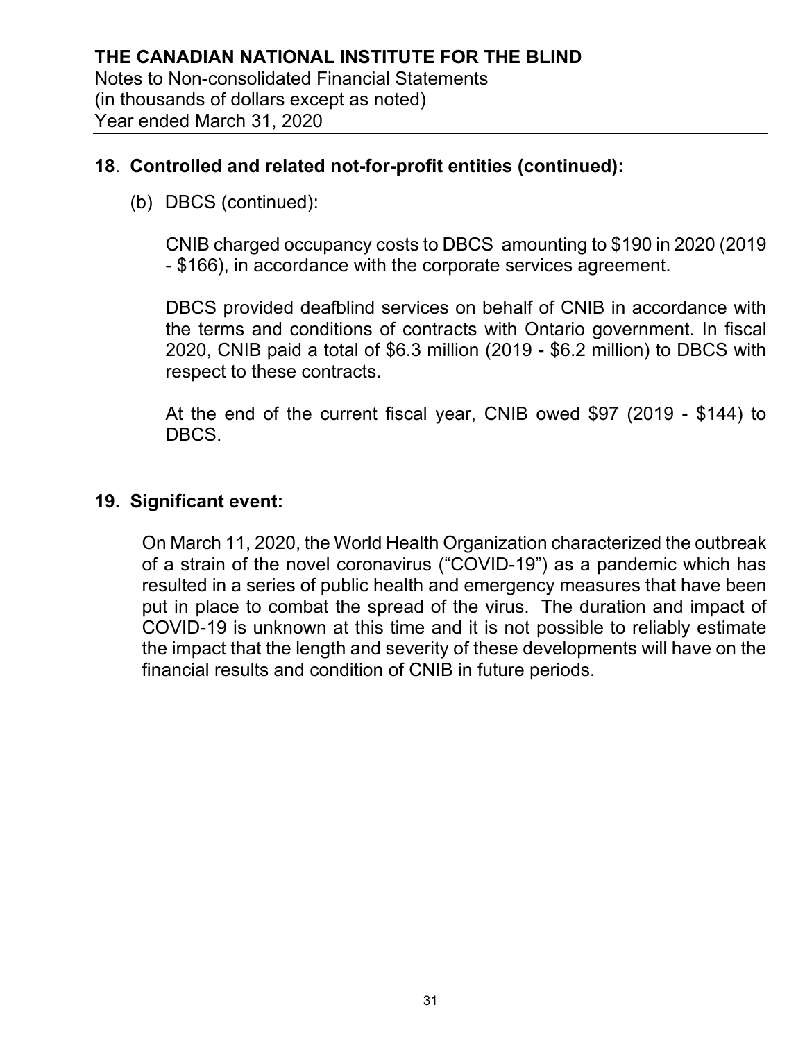## 18. Controlled and related not-for-profit entities (continued):

(b) DBCS (continued):

CNIB charged occupancy costs to DBCS amounting to $190 in 2020 (2019 - $166), in accordance with the corporate services agreement.

DBCS provided deafblind services on behalf of CNIB in accordance with the terms and conditions of contracts with Ontario government. In fiscal 2020, CNIB paid a total of $6.3 million (2019 - $6.2 million) to DBCS with respect to these contracts.

At the end of the current fiscal year, CNIB owed $97 (2019 - $144) to DBCS.

## 19. Significant event:

On March 11, 2020, the World Health Organization characterized the outbreak of a strain of the novel coronavirus ("COVID-19") as a pandemic which has resulted in a series of public health and emergency measures that have been put in place to combat the spread of the virus. The duration and impact of COVID-19 is unknown at this time and it is not possible to reliably estimate the impact that the length and severity of these developments will have on the financial results and condition of CNIB in future periods.